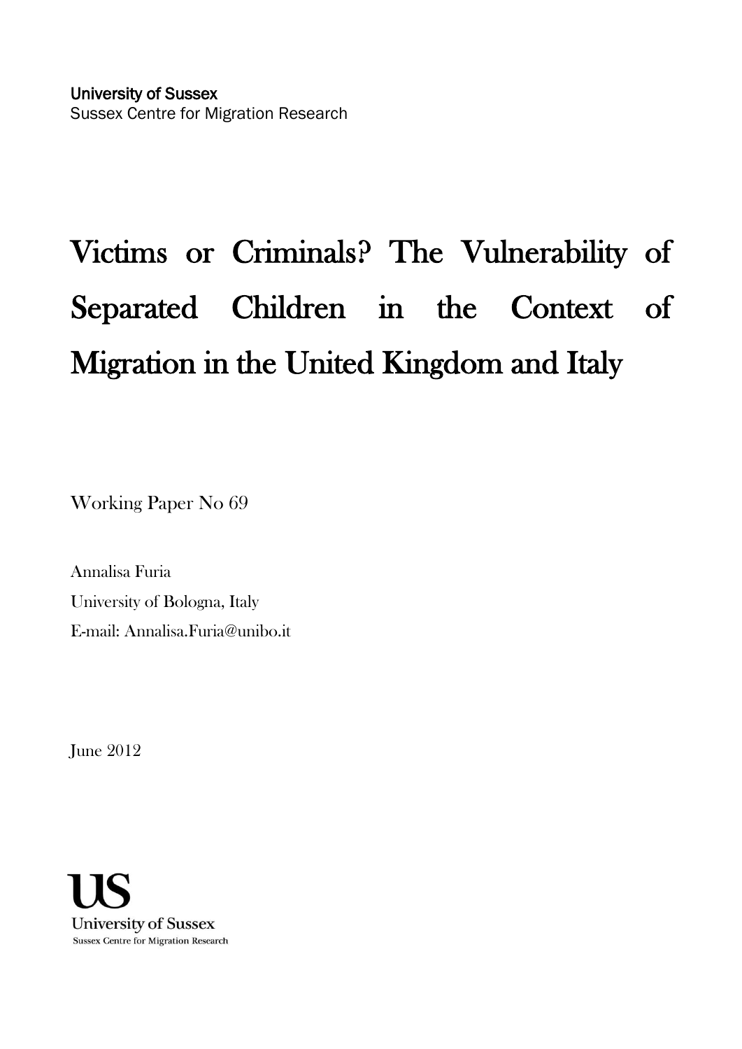University of Sussex
Sussex Centre for Migration Research

# Victims or Criminals? The Vulnerability of Separated Children in the Context of Migration in the United Kingdom and Italy

Working Paper No 69

Annalisa Furia
University of Bologna, Italy
E-mail: Annalisa.Furia@unibo.it

June 2012

US
University of Sussex
Sussex Centre for Migration Research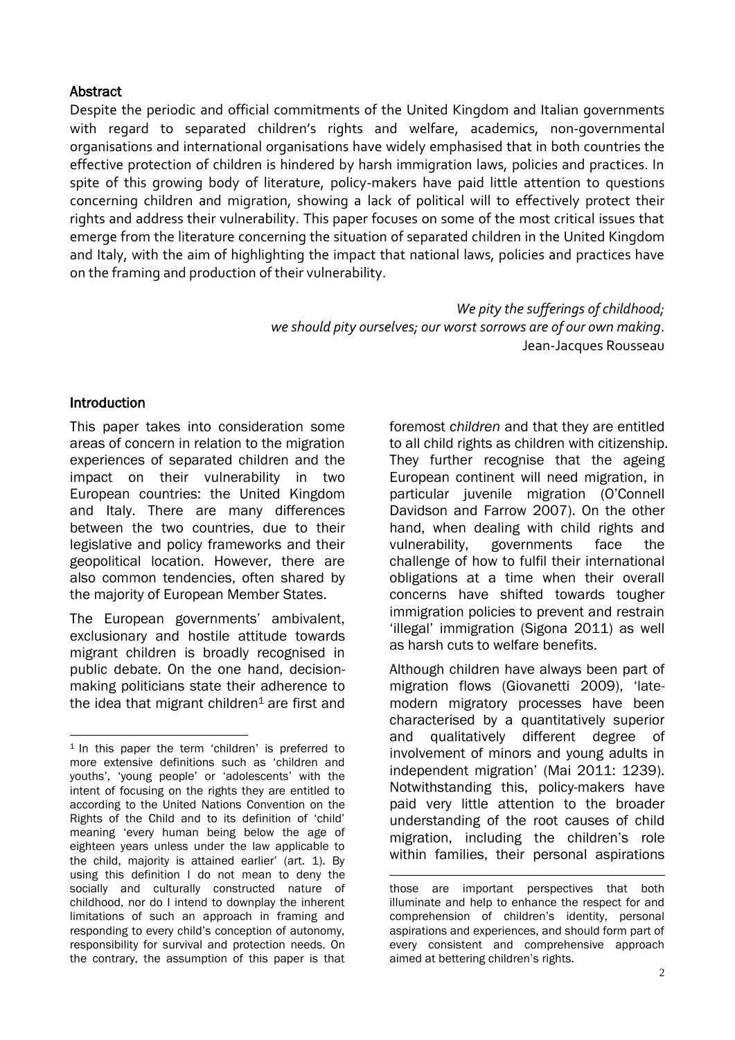## Abstract

Despite the periodic and official commitments of the United Kingdom and Italian governments with regard to separated children's rights and welfare, academics, non-governmental organisations and international organisations have widely emphasised that in both countries the effective protection of children is hindered by harsh immigration laws, policies and practices. In spite of this growing body of literature, policy-makers have paid little attention to questions concerning children and migration, showing a lack of political will to effectively protect their rights and address their vulnerability. This paper focuses on some of the most critical issues that emerge from the literature concerning the situation of separated children in the United Kingdom and Italy, with the aim of highlighting the impact that national laws, policies and practices have on the framing and production of their vulnerability.

*We pity the sufferings of childhood;*
*we should pity ourselves; our worst sorrows are of our own making.*
Jean-Jacques Rousseau

## Introduction

This paper takes into consideration some areas of concern in relation to the migration experiences of separated children and the impact on their vulnerability in two European countries: the United Kingdom and Italy. There are many differences between the two countries, due to their legislative and policy frameworks and their geopolitical location. However, there are also common tendencies, often shared by the majority of European Member States.

The European governments' ambivalent, exclusionary and hostile attitude towards migrant children is broadly recognised in public debate. On the one hand, decision-making politicians state their adherence to the idea that migrant children[1] are first and foremost *children* and that they are entitled to all child rights as children with citizenship. They further recognise that the ageing European continent will need migration, in particular juvenile migration (O'Connell Davidson and Farrow 2007). On the other hand, when dealing with child rights and vulnerability, governments face the challenge of how to fulfil their international obligations at a time when their overall concerns have shifted towards tougher immigration policies to prevent and restrain 'illegal' immigration (Sigona 2011) as well as harsh cuts to welfare benefits.

Although children have always been part of migration flows (Giovanetti 2009), 'late-modern migratory processes have been characterised by a quantitatively superior and qualitatively different degree of involvement of minors and young adults in independent migration' (Mai 2011: 1239). Notwithstanding this, policy-makers have paid very little attention to the broader understanding of the root causes of child migration, including the children's role within families, their personal aspirations

[1] In this paper the term 'children' is preferred to more extensive definitions such as 'children and youths', 'young people' or 'adolescents' with the intent of focusing on the rights they are entitled to according to the United Nations Convention on the Rights of the Child and to its definition of 'child' meaning 'every human being below the age of eighteen years unless under the law applicable to the child, majority is attained earlier' (art. 1). By using this definition I do not mean to deny the socially and culturally constructed nature of childhood, nor do I intend to downplay the inherent limitations of such an approach in framing and responding to every child's conception of autonomy, responsibility for survival and protection needs. On the contrary, the assumption of this paper is that those are important perspectives that both illuminate and help to enhance the respect for and comprehension of children's identity, personal aspirations and experiences, and should form part of every consistent and comprehensive approach aimed at bettering children's rights.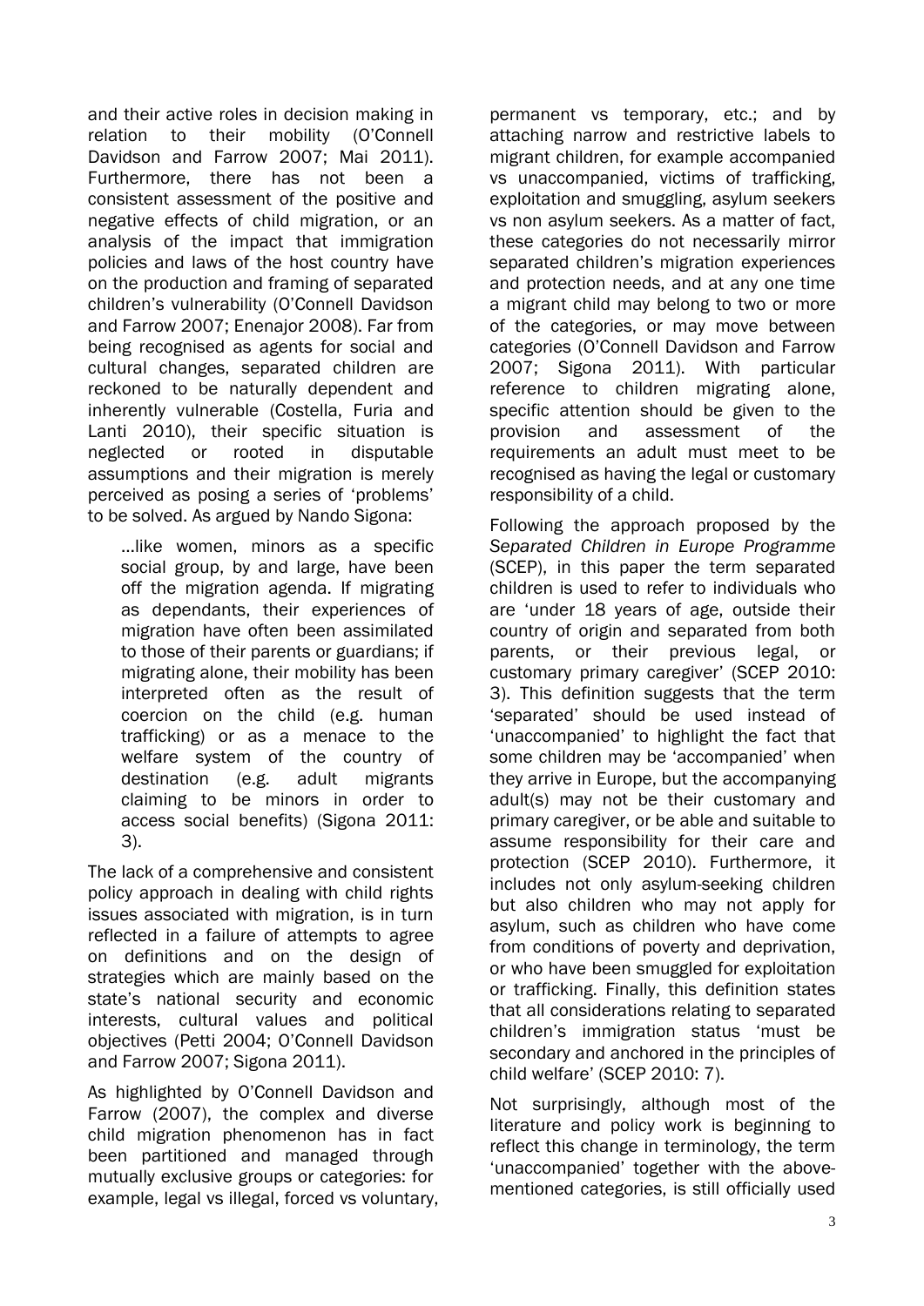and their active roles in decision making in relation to their mobility (O'Connell Davidson and Farrow 2007; Mai 2011). Furthermore, there has not been a consistent assessment of the positive and negative effects of child migration, or an analysis of the impact that immigration policies and laws of the host country have on the production and framing of separated children's vulnerability (O'Connell Davidson and Farrow 2007; Enenajor 2008). Far from being recognised as agents for social and cultural changes, separated children are reckoned to be naturally dependent and inherently vulnerable (Costella, Furia and Lanti 2010), their specific situation is neglected or rooted in disputable assumptions and their migration is merely perceived as posing a series of 'problems' to be solved. As argued by Nando Sigona:

> …like women, minors as a specific social group, by and large, have been off the migration agenda. If migrating as dependants, their experiences of migration have often been assimilated to those of their parents or guardians; if migrating alone, their mobility has been interpreted often as the result of coercion on the child (e.g. human trafficking) or as a menace to the welfare system of the country of destination (e.g. adult migrants claiming to be minors in order to access social benefits) (Sigona 2011: 3).

The lack of a comprehensive and consistent policy approach in dealing with child rights issues associated with migration, is in turn reflected in a failure of attempts to agree on definitions and on the design of strategies which are mainly based on the state's national security and economic interests, cultural values and political objectives (Petti 2004; O'Connell Davidson and Farrow 2007; Sigona 2011).

As highlighted by O'Connell Davidson and Farrow (2007), the complex and diverse child migration phenomenon has in fact been partitioned and managed through mutually exclusive groups or categories: for example, legal vs illegal, forced vs voluntary, permanent vs temporary, etc.; and by attaching narrow and restrictive labels to migrant children, for example accompanied vs unaccompanied, victims of trafficking, exploitation and smuggling, asylum seekers vs non asylum seekers. As a matter of fact, these categories do not necessarily mirror separated children's migration experiences and protection needs, and at any one time a migrant child may belong to two or more of the categories, or may move between categories (O'Connell Davidson and Farrow 2007; Sigona 2011). With particular reference to children migrating alone, specific attention should be given to the provision and assessment of the requirements an adult must meet to be recognised as having the legal or customary responsibility of a child.

Following the approach proposed by the *Separated Children in Europe Programme* (SCEP), in this paper the term separated children is used to refer to individuals who are 'under 18 years of age, outside their country of origin and separated from both parents, or their previous legal, or customary primary caregiver' (SCEP 2010: 3). This definition suggests that the term 'separated' should be used instead of 'unaccompanied' to highlight the fact that some children may be 'accompanied' when they arrive in Europe, but the accompanying adult(s) may not be their customary and primary caregiver, or be able and suitable to assume responsibility for their care and protection (SCEP 2010). Furthermore, it includes not only asylum-seeking children but also children who may not apply for asylum, such as children who have come from conditions of poverty and deprivation, or who have been smuggled for exploitation or trafficking. Finally, this definition states that all considerations relating to separated children's immigration status 'must be secondary and anchored in the principles of child welfare' (SCEP 2010: 7).

Not surprisingly, although most of the literature and policy work is beginning to reflect this change in terminology, the term 'unaccompanied' together with the above-mentioned categories, is still officially used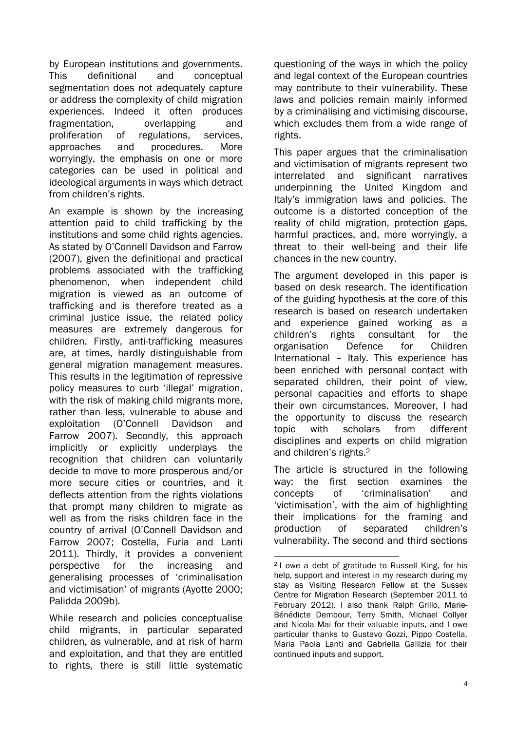by European institutions and governments. This definitional and conceptual segmentation does not adequately capture or address the complexity of child migration experiences. Indeed it often produces fragmentation, overlapping and proliferation of regulations, services, approaches and procedures. More worryingly, the emphasis on one or more categories can be used in political and ideological arguments in ways which detract from children's rights.

An example is shown by the increasing attention paid to child trafficking by the institutions and some child rights agencies. As stated by O'Connell Davidson and Farrow (2007), given the definitional and practical problems associated with the trafficking phenomenon, when independent child migration is viewed as an outcome of trafficking and is therefore treated as a criminal justice issue, the related policy measures are extremely dangerous for children. Firstly, anti-trafficking measures are, at times, hardly distinguishable from general migration management measures. This results in the legitimation of repressive policy measures to curb 'illegal' migration, with the risk of making child migrants more, rather than less, vulnerable to abuse and exploitation (O'Connell Davidson and Farrow 2007). Secondly, this approach implicitly or explicitly underplays the recognition that children can voluntarily decide to move to more prosperous and/or more secure cities or countries, and it deflects attention from the rights violations that prompt many children to migrate as well as from the risks children face in the country of arrival (O'Connell Davidson and Farrow 2007; Costella, Furia and Lanti 2011). Thirdly, it provides a convenient perspective for the increasing and generalising processes of 'criminalisation and victimisation' of migrants (Ayotte 2000; Palidda 2009b).

While research and policies conceptualise child migrants, in particular separated children, as vulnerable, and at risk of harm and exploitation, and that they are entitled to rights, there is still little systematic questioning of the ways in which the policy and legal context of the European countries may contribute to their vulnerability. These laws and policies remain mainly informed by a criminalising and victimising discourse, which excludes them from a wide range of rights.

This paper argues that the criminalisation and victimisation of migrants represent two interrelated and significant narratives underpinning the United Kingdom and Italy's immigration laws and policies. The outcome is a distorted conception of the reality of child migration, protection gaps, harmful practices, and, more worryingly, a threat to their well-being and their life chances in the new country.

The argument developed in this paper is based on desk research. The identification of the guiding hypothesis at the core of this research is based on research undertaken and experience gained working as a children's rights consultant for the organisation Defence for Children International – Italy. This experience has been enriched with personal contact with separated children, their point of view, personal capacities and efforts to shape their own circumstances. Moreover, I had the opportunity to discuss the research topic with scholars from different disciplines and experts on child migration and children's rights.[2]

The article is structured in the following way: the first section examines the concepts of 'criminalisation' and 'victimisation', with the aim of highlighting their implications for the framing and production of separated children's vulnerability. The second and third sections

[2] I owe a debt of gratitude to Russell King, for his help, support and interest in my research during my stay as Visiting Research Fellow at the Sussex Centre for Migration Research (September 2011 to February 2012). I also thank Ralph Grillo, Marie-Bénédicte Dembour, Terry Smith, Michael Collyer and Nicola Mai for their valuable inputs, and I owe particular thanks to Gustavo Gozzi, Pippo Costella, Maria Paola Lanti and Gabriella Gallizia for their continued inputs and support.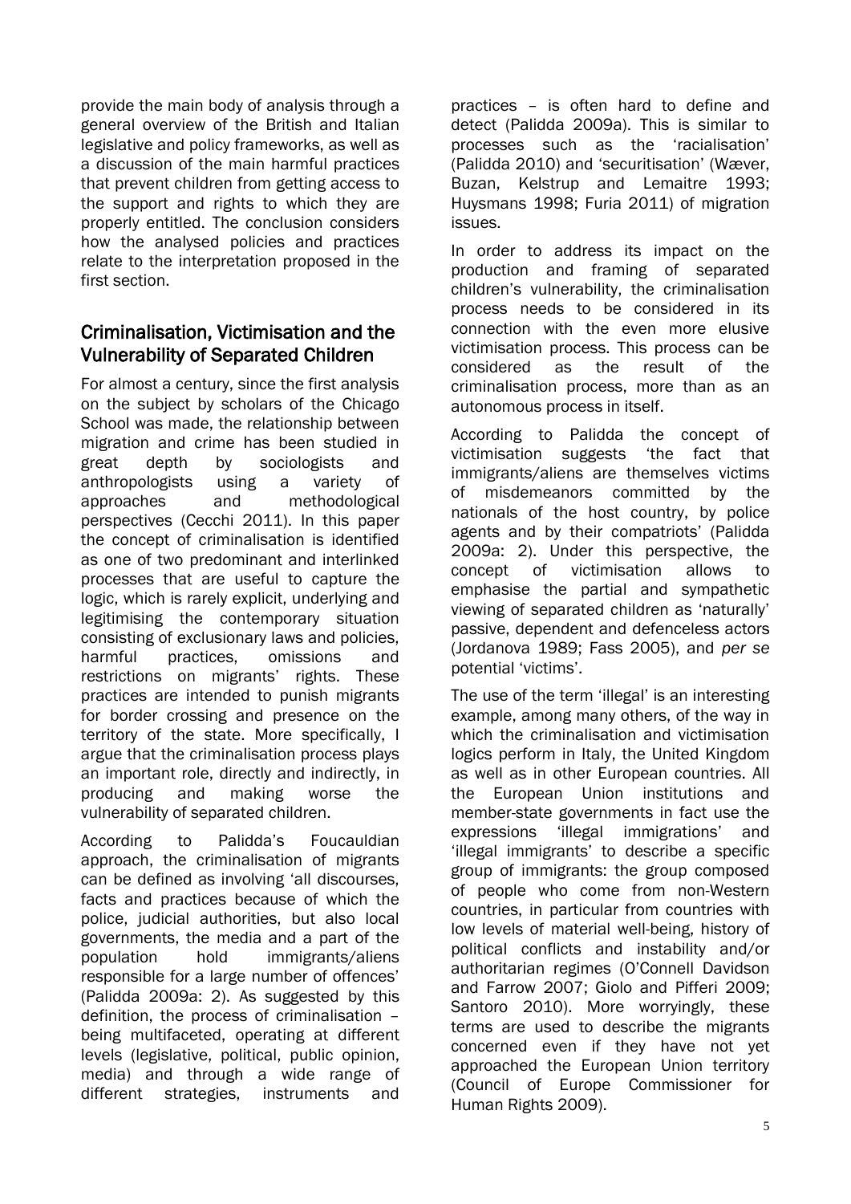provide the main body of analysis through a general overview of the British and Italian legislative and policy frameworks, as well as a discussion of the main harmful practices that prevent children from getting access to the support and rights to which they are properly entitled. The conclusion considers how the analysed policies and practices relate to the interpretation proposed in the first section.

## Criminalisation, Victimisation and the Vulnerability of Separated Children

For almost a century, since the first analysis on the subject by scholars of the Chicago School was made, the relationship between migration and crime has been studied in great depth by sociologists and anthropologists using a variety of approaches and methodological perspectives (Cecchi 2011). In this paper the concept of criminalisation is identified as one of two predominant and interlinked processes that are useful to capture the logic, which is rarely explicit, underlying and legitimising the contemporary situation consisting of exclusionary laws and policies, harmful practices, omissions and restrictions on migrants' rights. These practices are intended to punish migrants for border crossing and presence on the territory of the state. More specifically, I argue that the criminalisation process plays an important role, directly and indirectly, in producing and making worse the vulnerability of separated children.

According to Palidda's Foucauldian approach, the criminalisation of migrants can be defined as involving 'all discourses, facts and practices because of which the police, judicial authorities, but also local governments, the media and a part of the population hold immigrants/aliens responsible for a large number of offences' (Palidda 2009a: 2). As suggested by this definition, the process of criminalisation – being multifaceted, operating at different levels (legislative, political, public opinion, media) and through a wide range of different strategies, instruments and practices – is often hard to define and detect (Palidda 2009a). This is similar to processes such as the 'racialisation' (Palidda 2010) and 'securitisation' (Wæver, Buzan, Kelstrup and Lemaitre 1993; Huysmans 1998; Furia 2011) of migration issues.

In order to address its impact on the production and framing of separated children's vulnerability, the criminalisation process needs to be considered in its connection with the even more elusive victimisation process. This process can be considered as the result of the criminalisation process, more than as an autonomous process in itself.

According to Palidda the concept of victimisation suggests 'the fact that immigrants/aliens are themselves victims of misdemeanors committed by the nationals of the host country, by police agents and by their compatriots' (Palidda 2009a: 2). Under this perspective, the concept of victimisation allows to emphasise the partial and sympathetic viewing of separated children as 'naturally' passive, dependent and defenceless actors (Jordanova 1989; Fass 2005), and *per se* potential 'victims'.

The use of the term 'illegal' is an interesting example, among many others, of the way in which the criminalisation and victimisation logics perform in Italy, the United Kingdom as well as in other European countries. All the European Union institutions and member-state governments in fact use the expressions 'illegal immigrations' and 'illegal immigrants' to describe a specific group of immigrants: the group composed of people who come from non-Western countries, in particular from countries with low levels of material well-being, history of political conflicts and instability and/or authoritarian regimes (O'Connell Davidson and Farrow 2007; Giolo and Pifferi 2009; Santoro 2010). More worryingly, these terms are used to describe the migrants concerned even if they have not yet approached the European Union territory (Council of Europe Commissioner for Human Rights 2009).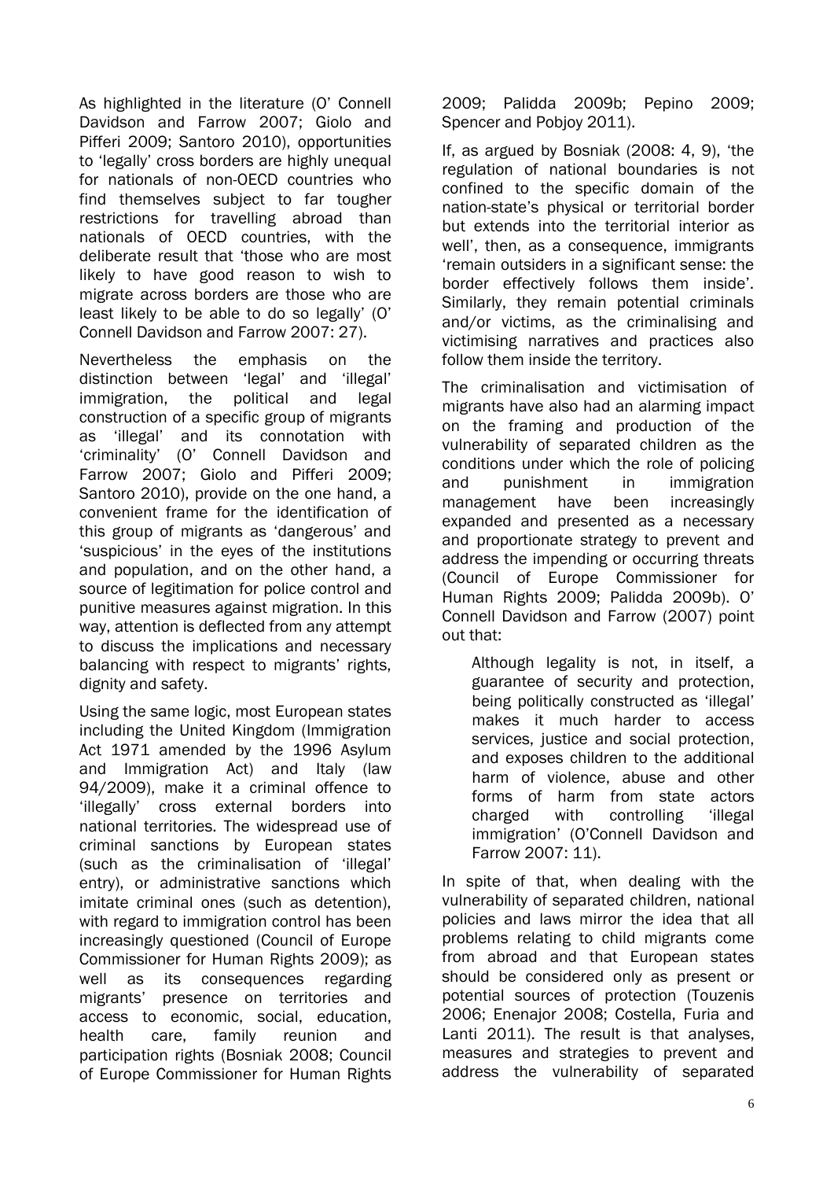As highlighted in the literature (O' Connell Davidson and Farrow 2007; Giolo and Pifferi 2009; Santoro 2010), opportunities to 'legally' cross borders are highly unequal for nationals of non-OECD countries who find themselves subject to far tougher restrictions for travelling abroad than nationals of OECD countries, with the deliberate result that 'those who are most likely to have good reason to wish to migrate across borders are those who are least likely to be able to do so legally' (O' Connell Davidson and Farrow 2007: 27).

Nevertheless the emphasis on the distinction between 'legal' and 'illegal' immigration, the political and legal construction of a specific group of migrants as 'illegal' and its connotation with 'criminality' (O' Connell Davidson and Farrow 2007; Giolo and Pifferi 2009; Santoro 2010), provide on the one hand, a convenient frame for the identification of this group of migrants as 'dangerous' and 'suspicious' in the eyes of the institutions and population, and on the other hand, a source of legitimation for police control and punitive measures against migration. In this way, attention is deflected from any attempt to discuss the implications and necessary balancing with respect to migrants' rights, dignity and safety.

Using the same logic, most European states including the United Kingdom (Immigration Act 1971 amended by the 1996 Asylum and Immigration Act) and Italy (law 94/2009), make it a criminal offence to 'illegally' cross external borders into national territories. The widespread use of criminal sanctions by European states (such as the criminalisation of 'illegal' entry), or administrative sanctions which imitate criminal ones (such as detention), with regard to immigration control has been increasingly questioned (Council of Europe Commissioner for Human Rights 2009); as well as its consequences regarding migrants' presence on territories and access to economic, social, education, health care, family reunion and participation rights (Bosniak 2008; Council of Europe Commissioner for Human Rights 2009; Palidda 2009b; Pepino 2009; Spencer and Pobjoy 2011).

If, as argued by Bosniak (2008: 4, 9), 'the regulation of national boundaries is not confined to the specific domain of the nation-state's physical or territorial border but extends into the territorial interior as well', then, as a consequence, immigrants 'remain outsiders in a significant sense: the border effectively follows them inside'. Similarly, they remain potential criminals and/or victims, as the criminalising and victimising narratives and practices also follow them inside the territory.

The criminalisation and victimisation of migrants have also had an alarming impact on the framing and production of the vulnerability of separated children as the conditions under which the role of policing and punishment in immigration management have been increasingly expanded and presented as a necessary and proportionate strategy to prevent and address the impending or occurring threats (Council of Europe Commissioner for Human Rights 2009; Palidda 2009b). O' Connell Davidson and Farrow (2007) point out that:

> Although legality is not, in itself, a guarantee of security and protection, being politically constructed as 'illegal' makes it much harder to access services, justice and social protection, and exposes children to the additional harm of violence, abuse and other forms of harm from state actors charged with controlling 'illegal immigration' (O'Connell Davidson and Farrow 2007: 11).

In spite of that, when dealing with the vulnerability of separated children, national policies and laws mirror the idea that all problems relating to child migrants come from abroad and that European states should be considered only as present or potential sources of protection (Touzenis 2006; Enenajor 2008; Costella, Furia and Lanti 2011). The result is that analyses, measures and strategies to prevent and address the vulnerability of separated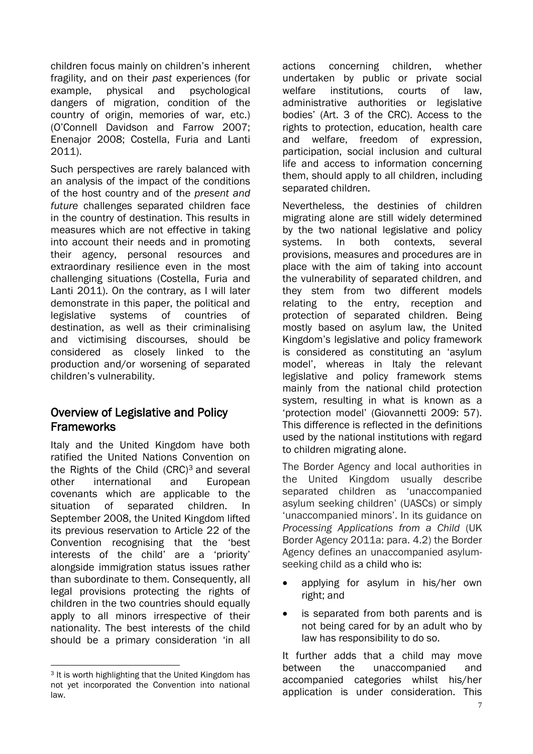children focus mainly on children's inherent fragility, and on their *past* experiences (for example, physical and psychological dangers of migration, condition of the country of origin, memories of war, etc.) (O'Connell Davidson and Farrow 2007; Enenajor 2008; Costella, Furia and Lanti 2011).

Such perspectives are rarely balanced with an analysis of the impact of the conditions of the host country and of the *present and future* challenges separated children face in the country of destination. This results in measures which are not effective in taking into account their needs and in promoting their agency, personal resources and extraordinary resilience even in the most challenging situations (Costella, Furia and Lanti 2011). On the contrary, as I will later demonstrate in this paper, the political and legislative systems of countries of destination, as well as their criminalising and victimising discourses, should be considered as closely linked to the production and/or worsening of separated children's vulnerability.

## Overview of Legislative and Policy Frameworks

Italy and the United Kingdom have both ratified the United Nations Convention on the Rights of the Child (CRC)[3] and several other international and European covenants which are applicable to the situation of separated children. In September 2008, the United Kingdom lifted its previous reservation to Article 22 of the Convention recognising that the 'best interests of the child' are a 'priority' alongside immigration status issues rather than subordinate to them. Consequently, all legal provisions protecting the rights of children in the two countries should equally apply to all minors irrespective of their nationality. The best interests of the child should be a primary consideration 'in all actions concerning children, whether undertaken by public or private social welfare institutions, courts of law, administrative authorities or legislative bodies' (Art. 3 of the CRC). Access to the rights to protection, education, health care and welfare, freedom of expression, participation, social inclusion and cultural life and access to information concerning them, should apply to all children, including separated children.

Nevertheless, the destinies of children migrating alone are still widely determined by the two national legislative and policy systems. In both contexts, several provisions, measures and procedures are in place with the aim of taking into account the vulnerability of separated children, and they stem from two different models relating to the entry, reception and protection of separated children. Being mostly based on asylum law, the United Kingdom's legislative and policy framework is considered as constituting an 'asylum model', whereas in Italy the relevant legislative and policy framework stems mainly from the national child protection system, resulting in what is known as a 'protection model' (Giovannetti 2009: 57). This difference is reflected in the definitions used by the national institutions with regard to children migrating alone.

The Border Agency and local authorities in the United Kingdom usually describe separated children as 'unaccompanied asylum seeking children' (UASCs) or simply 'unaccompanied minors'. In its guidance on *Processing Applications from a Child* (UK Border Agency 2011a: para. 4.2) the Border Agency defines an unaccompanied asylum-seeking child as a child who is:

- applying for asylum in his/her own right; and
- is separated from both parents and is not being cared for by an adult who by law has responsibility to do so.

It further adds that a child may move between the unaccompanied and accompanied categories whilst his/her application is under consideration. This

[3] It is worth highlighting that the United Kingdom has not yet incorporated the Convention into national law.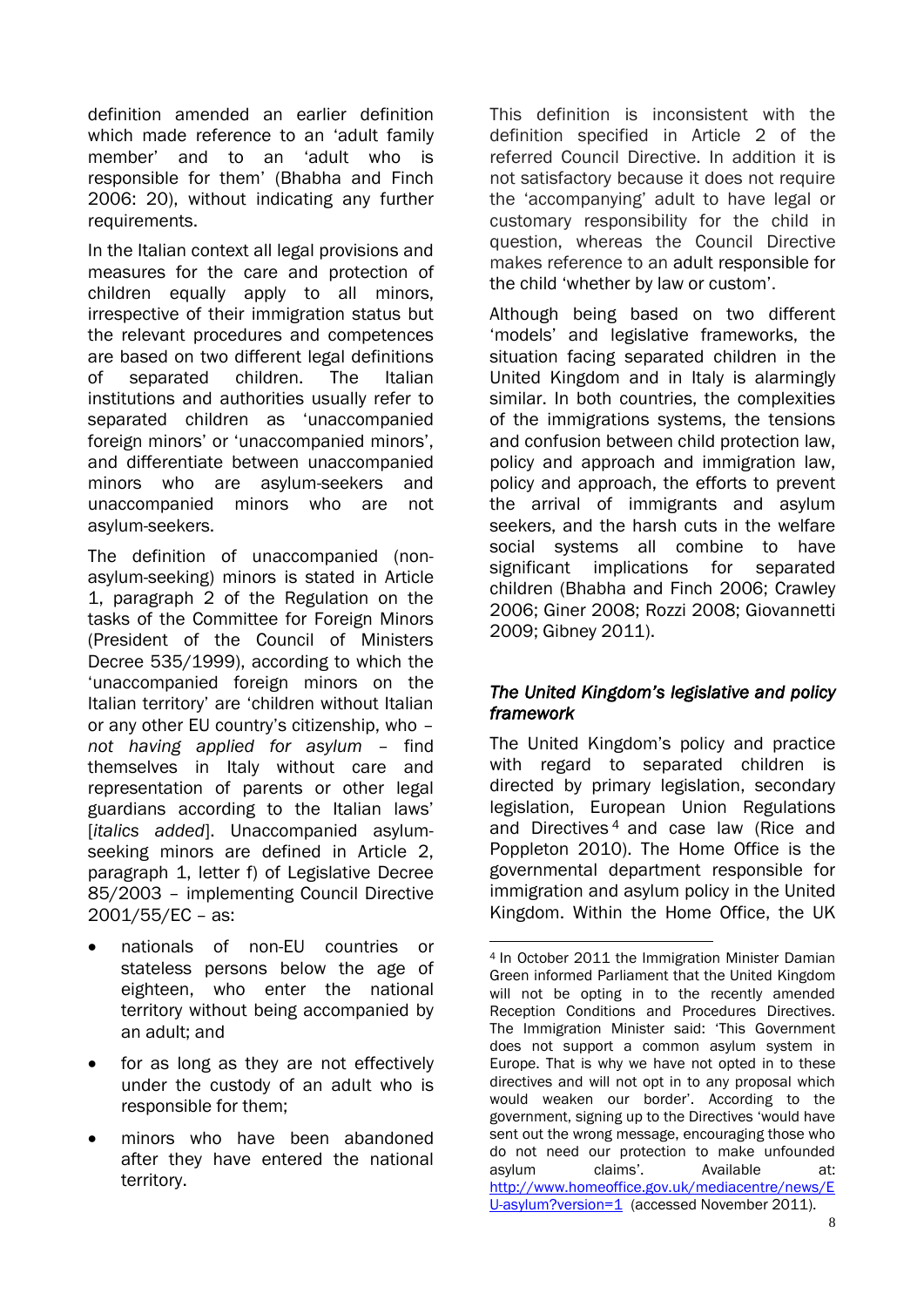definition amended an earlier definition which made reference to an 'adult family member' and to an 'adult who is responsible for them' (Bhabha and Finch 2006: 20), without indicating any further requirements.

In the Italian context all legal provisions and measures for the care and protection of children equally apply to all minors, irrespective of their immigration status but the relevant procedures and competences are based on two different legal definitions of separated children. The Italian institutions and authorities usually refer to separated children as 'unaccompanied foreign minors' or 'unaccompanied minors', and differentiate between unaccompanied minors who are asylum-seekers and unaccompanied minors who are not asylum-seekers.

The definition of unaccompanied (non-asylum-seeking) minors is stated in Article 1, paragraph 2 of the Regulation on the tasks of the Committee for Foreign Minors (President of the Council of Ministers Decree 535/1999), according to which the 'unaccompanied foreign minors on the Italian territory' are 'children without Italian or any other EU country's citizenship, who – *not having applied for asylum* – find themselves in Italy without care and representation of parents or other legal guardians according to the Italian laws' [*italics added*]. Unaccompanied asylum-seeking minors are defined in Article 2, paragraph 1, letter f) of Legislative Decree 85/2003 – implementing Council Directive 2001/55/EC – as:

- nationals of non-EU countries or stateless persons below the age of eighteen, who enter the national territory without being accompanied by an adult; and
- for as long as they are not effectively under the custody of an adult who is responsible for them;
- minors who have been abandoned after they have entered the national territory.

This definition is inconsistent with the definition specified in Article 2 of the referred Council Directive. In addition it is not satisfactory because it does not require the 'accompanying' adult to have legal or customary responsibility for the child in question, whereas the Council Directive makes reference to an adult responsible for the child 'whether by law or custom'.

Although being based on two different 'models' and legislative frameworks, the situation facing separated children in the United Kingdom and in Italy is alarmingly similar. In both countries, the complexities of the immigrations systems, the tensions and confusion between child protection law, policy and approach and immigration law, policy and approach, the efforts to prevent the arrival of immigrants and asylum seekers, and the harsh cuts in the welfare social systems all combine to have significant implications for separated children (Bhabha and Finch 2006; Crawley 2006; Giner 2008; Rozzi 2008; Giovannetti 2009; Gibney 2011).

### *The United Kingdom's legislative and policy framework*

The United Kingdom's policy and practice with regard to separated children is directed by primary legislation, secondary legislation, European Union Regulations and Directives[4] and case law (Rice and Poppleton 2010). The Home Office is the governmental department responsible for immigration and asylum policy in the United Kingdom. Within the Home Office, the UK

---

[4] In October 2011 the Immigration Minister Damian Green informed Parliament that the United Kingdom will not be opting in to the recently amended Reception Conditions and Procedures Directives. The Immigration Minister said: 'This Government does not support a common asylum system in Europe. That is why we have not opted in to these directives and will not opt in to any proposal which would weaken our border'. According to the government, signing up to the Directives 'would have sent out the wrong message, encouraging those who do not need our protection to make unfounded asylum claims'. Available at: http://www.homeoffice.gov.uk/mediacentre/news/EU-asylum?version=1 (accessed November 2011).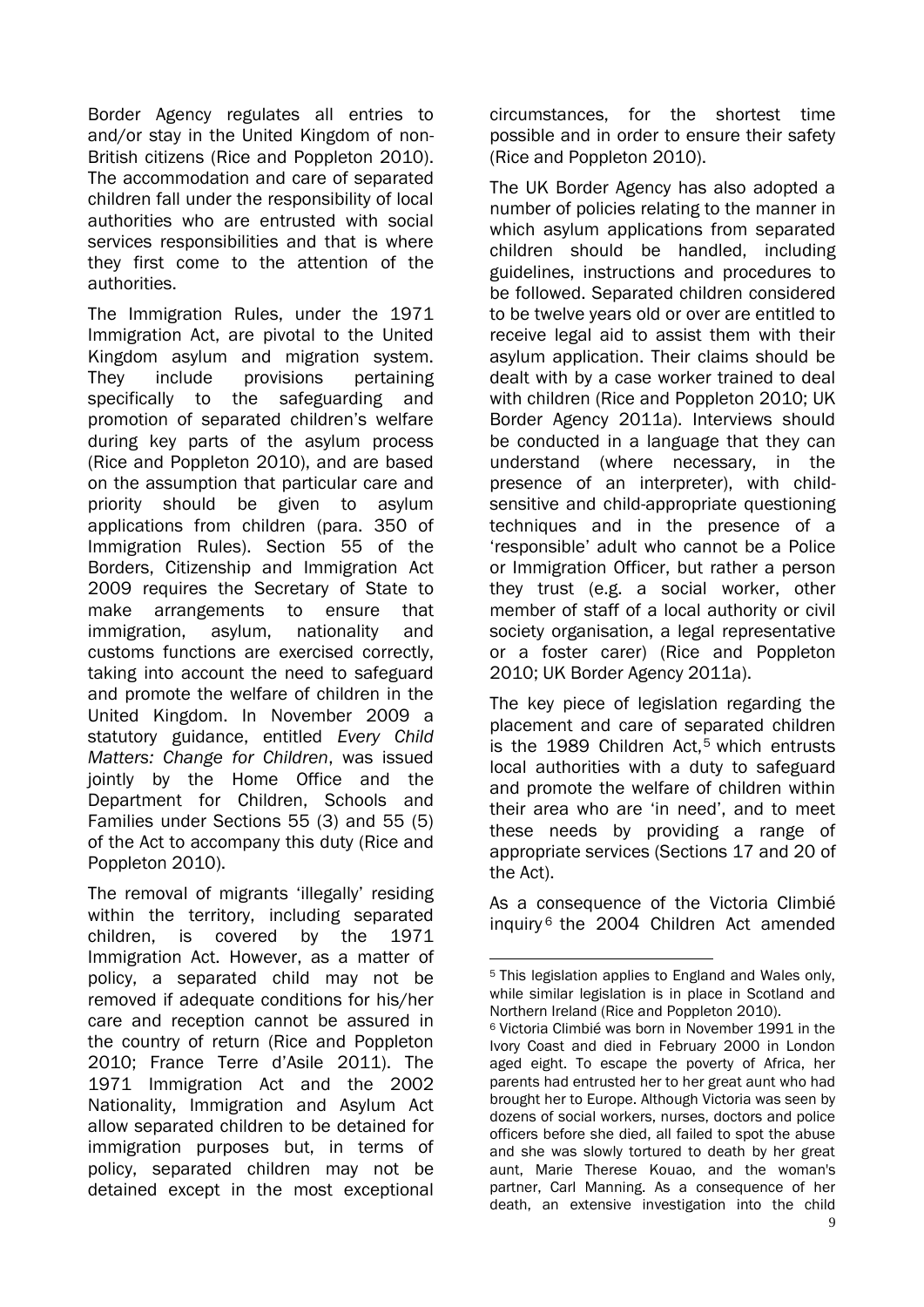Border Agency regulates all entries to and/or stay in the United Kingdom of non-British citizens (Rice and Poppleton 2010). The accommodation and care of separated children fall under the responsibility of local authorities who are entrusted with social services responsibilities and that is where they first come to the attention of the authorities.

The Immigration Rules, under the 1971 Immigration Act, are pivotal to the United Kingdom asylum and migration system. They include provisions pertaining specifically to the safeguarding and promotion of separated children's welfare during key parts of the asylum process (Rice and Poppleton 2010), and are based on the assumption that particular care and priority should be given to asylum applications from children (para. 350 of Immigration Rules). Section 55 of the Borders, Citizenship and Immigration Act 2009 requires the Secretary of State to make arrangements to ensure that immigration, asylum, nationality and customs functions are exercised correctly, taking into account the need to safeguard and promote the welfare of children in the United Kingdom. In November 2009 a statutory guidance, entitled *Every Child Matters: Change for Children*, was issued jointly by the Home Office and the Department for Children, Schools and Families under Sections 55 (3) and 55 (5) of the Act to accompany this duty (Rice and Poppleton 2010).

The removal of migrants 'illegally' residing within the territory, including separated children, is covered by the 1971 Immigration Act. However, as a matter of policy, a separated child may not be removed if adequate conditions for his/her care and reception cannot be assured in the country of return (Rice and Poppleton 2010; France Terre d'Asile 2011). The 1971 Immigration Act and the 2002 Nationality, Immigration and Asylum Act allow separated children to be detained for immigration purposes but, in terms of policy, separated children may not be detained except in the most exceptional circumstances, for the shortest time possible and in order to ensure their safety (Rice and Poppleton 2010).

The UK Border Agency has also adopted a number of policies relating to the manner in which asylum applications from separated children should be handled, including guidelines, instructions and procedures to be followed. Separated children considered to be twelve years old or over are entitled to receive legal aid to assist them with their asylum application. Their claims should be dealt with by a case worker trained to deal with children (Rice and Poppleton 2010; UK Border Agency 2011a). Interviews should be conducted in a language that they can understand (where necessary, in the presence of an interpreter), with child-sensitive and child-appropriate questioning techniques and in the presence of a 'responsible' adult who cannot be a Police or Immigration Officer, but rather a person they trust (e.g. a social worker, other member of staff of a local authority or civil society organisation, a legal representative or a foster carer) (Rice and Poppleton 2010; UK Border Agency 2011a).

The key piece of legislation regarding the placement and care of separated children is the 1989 Children Act,[5] which entrusts local authorities with a duty to safeguard and promote the welfare of children within their area who are 'in need', and to meet these needs by providing a range of appropriate services (Sections 17 and 20 of the Act).

As a consequence of the Victoria Climbié inquiry[6] the 2004 Children Act amended

---

[5] This legislation applies to England and Wales only, while similar legislation is in place in Scotland and Northern Ireland (Rice and Poppleton 2010).

[6] Victoria Climbié was born in November 1991 in the Ivory Coast and died in February 2000 in London aged eight. To escape the poverty of Africa, her parents had entrusted her to her great aunt who had brought her to Europe. Although Victoria was seen by dozens of social workers, nurses, doctors and police officers before she died, all failed to spot the abuse and she was slowly tortured to death by her great aunt, Marie Therese Kouao, and the woman's partner, Carl Manning. As a consequence of her death, an extensive investigation into the child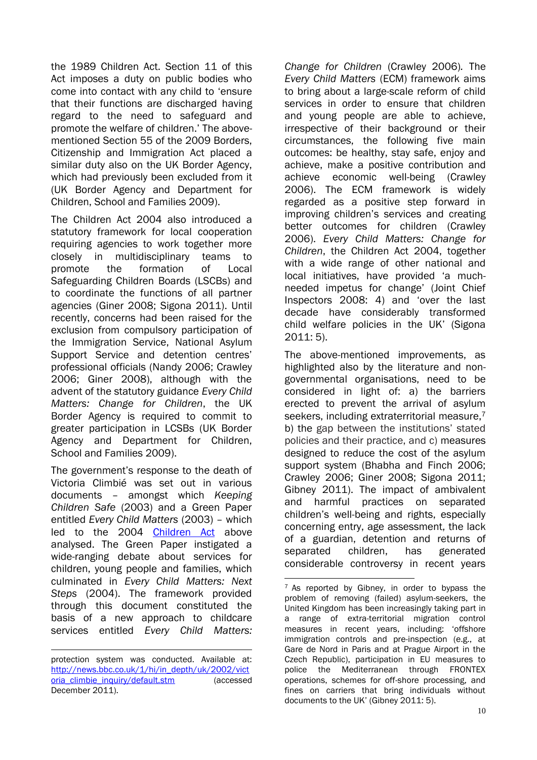the 1989 Children Act. Section 11 of this Act imposes a duty on public bodies who come into contact with any child to 'ensure that their functions are discharged having regard to the need to safeguard and promote the welfare of children.' The above-mentioned Section 55 of the 2009 Borders, Citizenship and Immigration Act placed a similar duty also on the UK Border Agency, which had previously been excluded from it (UK Border Agency and Department for Children, School and Families 2009).

The Children Act 2004 also introduced a statutory framework for local cooperation requiring agencies to work together more closely in multidisciplinary teams to promote the formation of Local Safeguarding Children Boards (LSCBs) and to coordinate the functions of all partner agencies (Giner 2008; Sigona 2011). Until recently, concerns had been raised for the exclusion from compulsory participation of the Immigration Service, National Asylum Support Service and detention centres' professional officials (Nandy 2006; Crawley 2006; Giner 2008), although with the advent of the statutory guidance *Every Child Matters: Change for Children*, the UK Border Agency is required to commit to greater participation in LCSBs (UK Border Agency and Department for Children, School and Families 2009).

The government's response to the death of Victoria Climbié was set out in various documents – amongst which *Keeping Children Safe* (2003) and a Green Paper entitled *Every Child Matters* (2003) – which led to the 2004 [Children Act](#) above analysed. The Green Paper instigated a wide-ranging debate about services for children, young people and families, which culminated in *Every Child Matters: Next Steps* (2004). The framework provided through this document constituted the basis of a new approach to childcare services entitled *Every Child Matters: Change for Children* (Crawley 2006). The *Every Child Matters* (ECM) framework aims to bring about a large-scale reform of child services in order to ensure that children and young people are able to achieve, irrespective of their background or their circumstances, the following five main outcomes: be healthy, stay safe, enjoy and achieve, make a positive contribution and achieve economic well-being (Crawley 2006). The ECM framework is widely regarded as a positive step forward in improving children's services and creating better outcomes for children (Crawley 2006). *Every Child Matters: Change for Children*, the Children Act 2004, together with a wide range of other national and local initiatives, have provided 'a much-needed impetus for change' (Joint Chief Inspectors 2008: 4) and 'over the last decade have considerably transformed child welfare policies in the UK' (Sigona 2011: 5).

The above-mentioned improvements, as highlighted also by the literature and non-governmental organisations, need to be considered in light of: a) the barriers erected to prevent the arrival of asylum seekers, including extraterritorial measure,[7] b) the gap between the institutions' stated policies and their practice, and c) measures designed to reduce the cost of the asylum support system (Bhabha and Finch 2006; Crawley 2006; Giner 2008; Sigona 2011; Gibney 2011). The impact of ambivalent and harmful practices on separated children's well-being and rights, especially concerning entry, age assessment, the lack of a guardian, detention and returns of separated children, has generated considerable controversy in recent years

---

protection system was conducted. Available at: http://news.bbc.co.uk/1/hi/in_depth/uk/2002/victoria_climbie_inquiry/default.stm (accessed December 2011).

[7] As reported by Gibney, in order to bypass the problem of removing (failed) asylum-seekers, the United Kingdom has been increasingly taking part in a range of extra-territorial migration control measures in recent years, including: 'offshore immigration controls and pre-inspection (e.g., at Gare de Nord in Paris and at Prague Airport in the Czech Republic), participation in EU measures to police the Mediterranean through FRONTEX operations, schemes for off-shore processing, and fines on carriers that bring individuals without documents to the UK' (Gibney 2011: 5).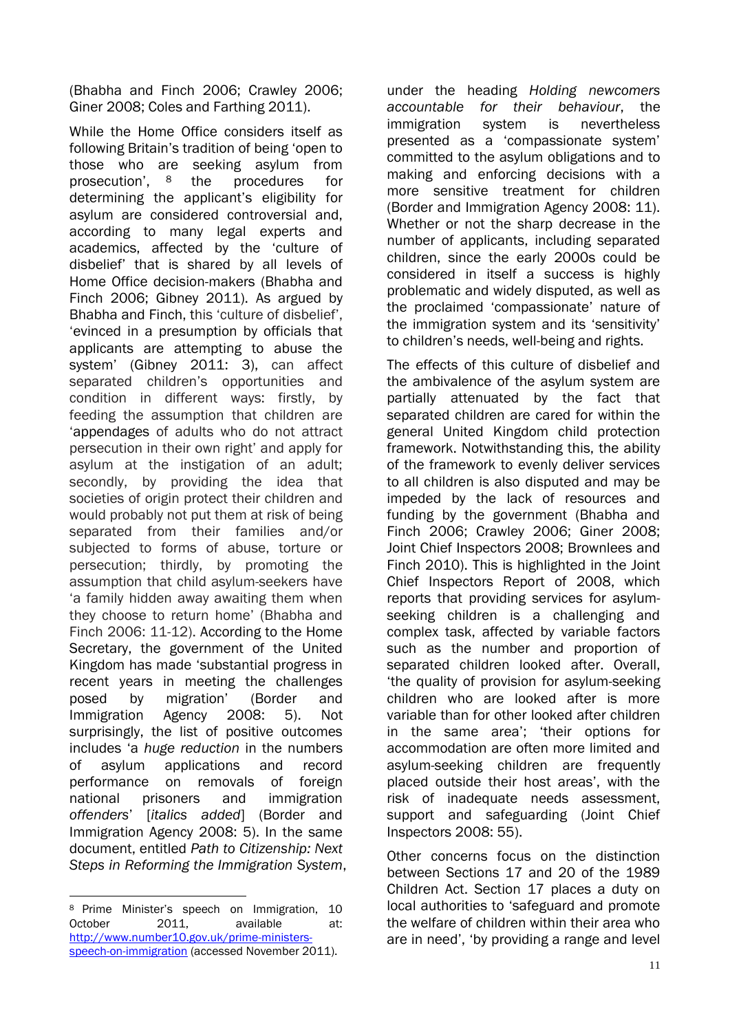(Bhabha and Finch 2006; Crawley 2006; Giner 2008; Coles and Farthing 2011).

While the Home Office considers itself as following Britain's tradition of being 'open to those who are seeking asylum from prosecution', [8] the procedures for determining the applicant's eligibility for asylum are considered controversial and, according to many legal experts and academics, affected by the 'culture of disbelief' that is shared by all levels of Home Office decision-makers (Bhabha and Finch 2006; Gibney 2011). As argued by Bhabha and Finch, this 'culture of disbelief', 'evinced in a presumption by officials that applicants are attempting to abuse the system' (Gibney 2011: 3), can affect separated children's opportunities and condition in different ways: firstly, by feeding the assumption that children are 'appendages of adults who do not attract persecution in their own right' and apply for asylum at the instigation of an adult; secondly, by providing the idea that societies of origin protect their children and would probably not put them at risk of being separated from their families and/or subjected to forms of abuse, torture or persecution; thirdly, by promoting the assumption that child asylum-seekers have 'a family hidden away awaiting them when they choose to return home' (Bhabha and Finch 2006: 11-12). According to the Home Secretary, the government of the United Kingdom has made 'substantial progress in recent years in meeting the challenges posed by migration' (Border and Immigration Agency 2008: 5). Not surprisingly, the list of positive outcomes includes 'a *huge reduction* in the numbers of asylum applications and record performance on removals of foreign national prisoners and immigration *offenders*' [*italics added*] (Border and Immigration Agency 2008: 5). In the same document, entitled *Path to Citizenship: Next Steps in Reforming the Immigration System*, under the heading *Holding newcomers accountable for their behaviour*, the immigration system is nevertheless presented as a 'compassionate system' committed to the asylum obligations and to making and enforcing decisions with a more sensitive treatment for children (Border and Immigration Agency 2008: 11). Whether or not the sharp decrease in the number of applicants, including separated children, since the early 2000s could be considered in itself a success is highly problematic and widely disputed, as well as the proclaimed 'compassionate' nature of the immigration system and its 'sensitivity' to children's needs, well-being and rights.

The effects of this culture of disbelief and the ambivalence of the asylum system are partially attenuated by the fact that separated children are cared for within the general United Kingdom child protection framework. Notwithstanding this, the ability of the framework to evenly deliver services to all children is also disputed and may be impeded by the lack of resources and funding by the government (Bhabha and Finch 2006; Crawley 2006; Giner 2008; Joint Chief Inspectors 2008; Brownlees and Finch 2010). This is highlighted in the Joint Chief Inspectors Report of 2008, which reports that providing services for asylum-seeking children is a challenging and complex task, affected by variable factors such as the number and proportion of separated children looked after. Overall, 'the quality of provision for asylum-seeking children who are looked after is more variable than for other looked after children in the same area'; 'their options for accommodation are often more limited and asylum-seeking children are frequently placed outside their host areas', with the risk of inadequate needs assessment, support and safeguarding (Joint Chief Inspectors 2008: 55).

Other concerns focus on the distinction between Sections 17 and 20 of the 1989 Children Act. Section 17 places a duty on local authorities to 'safeguard and promote the welfare of children within their area who are in need', 'by providing a range and level

---

[8] Prime Minister's speech on Immigration, 10 October 2011, available at: http://www.number10.gov.uk/prime-ministers-speech-on-immigration (accessed November 2011).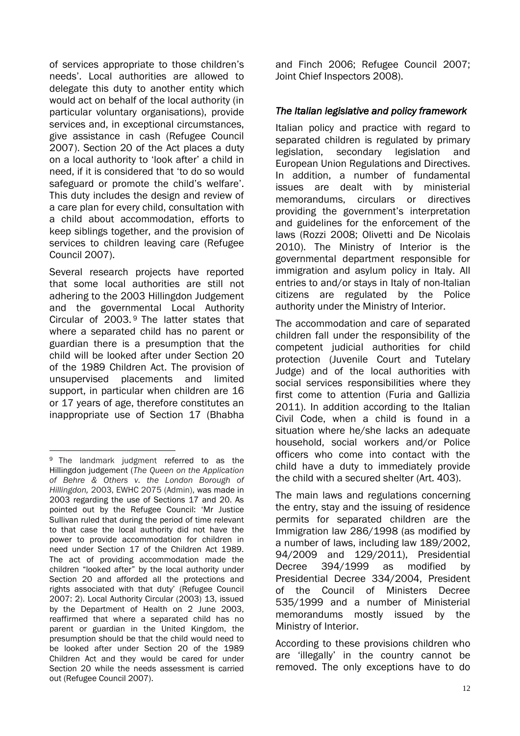of services appropriate to those children's needs'. Local authorities are allowed to delegate this duty to another entity which would act on behalf of the local authority (in particular voluntary organisations), provide services and, in exceptional circumstances, give assistance in cash (Refugee Council 2007). Section 20 of the Act places a duty on a local authority to 'look after' a child in need, if it is considered that 'to do so would safeguard or promote the child's welfare'. This duty includes the design and review of a care plan for every child, consultation with a child about accommodation, efforts to keep siblings together, and the provision of services to children leaving care (Refugee Council 2007).

Several research projects have reported that some local authorities are still not adhering to the 2003 Hillingdon Judgement and the governmental Local Authority Circular of 2003.[9] The latter states that where a separated child has no parent or guardian there is a presumption that the child will be looked after under Section 20 of the 1989 Children Act. The provision of unsupervised placements and limited support, in particular when children are 16 or 17 years of age, therefore constitutes an inappropriate use of Section 17 (Bhabha and Finch 2006; Refugee Council 2007; Joint Chief Inspectors 2008).

### *The Italian legislative and policy framework*

Italian policy and practice with regard to separated children is regulated by primary legislation, secondary legislation and European Union Regulations and Directives. In addition, a number of fundamental issues are dealt with by ministerial memorandums, circulars or directives providing the government's interpretation and guidelines for the enforcement of the laws (Rozzi 2008; Olivetti and De Nicolais 2010). The Ministry of Interior is the governmental department responsible for immigration and asylum policy in Italy. All entries to and/or stays in Italy of non-Italian citizens are regulated by the Police authority under the Ministry of Interior.

The accommodation and care of separated children fall under the responsibility of the competent judicial authorities for child protection (Juvenile Court and Tutelary Judge) and of the local authorities with social services responsibilities where they first come to attention (Furia and Gallizia 2011). In addition according to the Italian Civil Code, when a child is found in a situation where he/she lacks an adequate household, social workers and/or Police officers who come into contact with the child have a duty to immediately provide the child with a secured shelter (Art. 403).

The main laws and regulations concerning the entry, stay and the issuing of residence permits for separated children are the Immigration law 286/1998 (as modified by a number of laws, including law 189/2002, 94/2009 and 129/2011), Presidential Decree 394/1999 as modified by Presidential Decree 334/2004, President of the Council of Ministers Decree 535/1999 and a number of Ministerial memorandums mostly issued by the Ministry of Interior.

According to these provisions children who are 'illegally' in the country cannot be removed. The only exceptions have to do

---

[9] The landmark judgment referred to as the Hillingdon judgement (*The Queen on the Application of Behre & Others v. the London Borough of Hillingdon,* 2003, EWHC 2075 (Admin), was made in 2003 regarding the use of Sections 17 and 20. As pointed out by the Refugee Council: 'Mr Justice Sullivan ruled that during the period of time relevant to that case the local authority did not have the power to provide accommodation for children in need under Section 17 of the Children Act 1989. The act of providing accommodation made the children "looked after" by the local authority under Section 20 and afforded all the protections and rights associated with that duty' (Refugee Council 2007: 2). Local Authority Circular (2003) 13, issued by the Department of Health on 2 June 2003, reaffirmed that where a separated child has no parent or guardian in the United Kingdom, the presumption should be that the child would need to be looked after under Section 20 of the 1989 Children Act and they would be cared for under Section 20 while the needs assessment is carried out (Refugee Council 2007).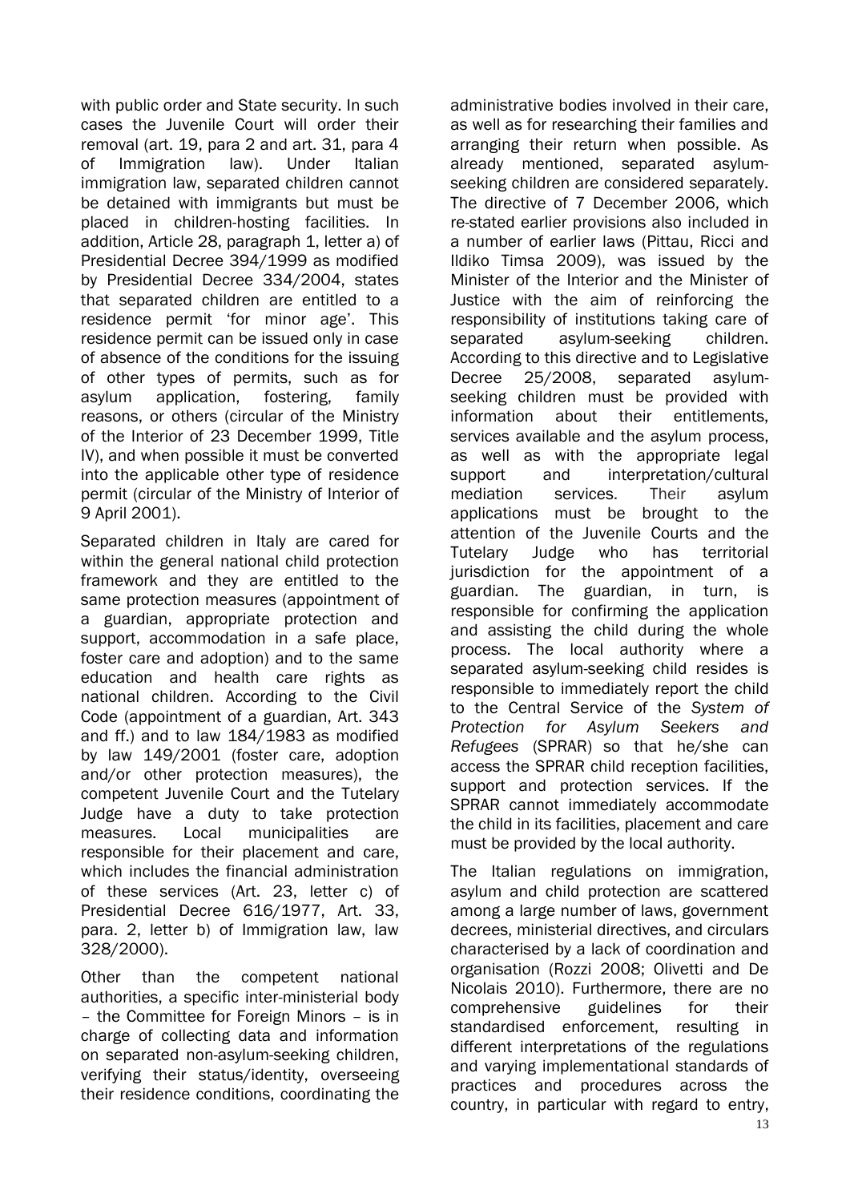with public order and State security. In such cases the Juvenile Court will order their removal (art. 19, para 2 and art. 31, para 4 of Immigration law). Under Italian immigration law, separated children cannot be detained with immigrants but must be placed in children-hosting facilities. In addition, Article 28, paragraph 1, letter a) of Presidential Decree 394/1999 as modified by Presidential Decree 334/2004, states that separated children are entitled to a residence permit 'for minor age'. This residence permit can be issued only in case of absence of the conditions for the issuing of other types of permits, such as for asylum application, fostering, family reasons, or others (circular of the Ministry of the Interior of 23 December 1999, Title IV), and when possible it must be converted into the applicable other type of residence permit (circular of the Ministry of Interior of 9 April 2001).

Separated children in Italy are cared for within the general national child protection framework and they are entitled to the same protection measures (appointment of a guardian, appropriate protection and support, accommodation in a safe place, foster care and adoption) and to the same education and health care rights as national children. According to the Civil Code (appointment of a guardian, Art. 343 and ff.) and to law 184/1983 as modified by law 149/2001 (foster care, adoption and/or other protection measures), the competent Juvenile Court and the Tutelary Judge have a duty to take protection measures. Local municipalities are responsible for their placement and care, which includes the financial administration of these services (Art. 23, letter c) of Presidential Decree 616/1977, Art. 33, para. 2, letter b) of Immigration law, law 328/2000).

Other than the competent national authorities, a specific inter-ministerial body – the Committee for Foreign Minors – is in charge of collecting data and information on separated non-asylum-seeking children, verifying their status/identity, overseeing their residence conditions, coordinating the administrative bodies involved in their care, as well as for researching their families and arranging their return when possible. As already mentioned, separated asylum-seeking children are considered separately. The directive of 7 December 2006, which re-stated earlier provisions also included in a number of earlier laws (Pittau, Ricci and Ildiko Timsa 2009), was issued by the Minister of the Interior and the Minister of Justice with the aim of reinforcing the responsibility of institutions taking care of separated asylum-seeking children. According to this directive and to Legislative Decree 25/2008, separated asylum-seeking children must be provided with information about their entitlements, services available and the asylum process, as well as with the appropriate legal support and interpretation/cultural mediation services. Their asylum applications must be brought to the attention of the Juvenile Courts and the Tutelary Judge who has territorial jurisdiction for the appointment of a guardian. The guardian, in turn, is responsible for confirming the application and assisting the child during the whole process. The local authority where a separated asylum-seeking child resides is responsible to immediately report the child to the Central Service of the *System of Protection for Asylum Seekers and Refugees* (SPRAR) so that he/she can access the SPRAR child reception facilities, support and protection services. If the SPRAR cannot immediately accommodate the child in its facilities, placement and care must be provided by the local authority.

The Italian regulations on immigration, asylum and child protection are scattered among a large number of laws, government decrees, ministerial directives, and circulars characterised by a lack of coordination and organisation (Rozzi 2008; Olivetti and De Nicolais 2010). Furthermore, there are no comprehensive guidelines for their standardised enforcement, resulting in different interpretations of the regulations and varying implementational standards of practices and procedures across the country, in particular with regard to entry,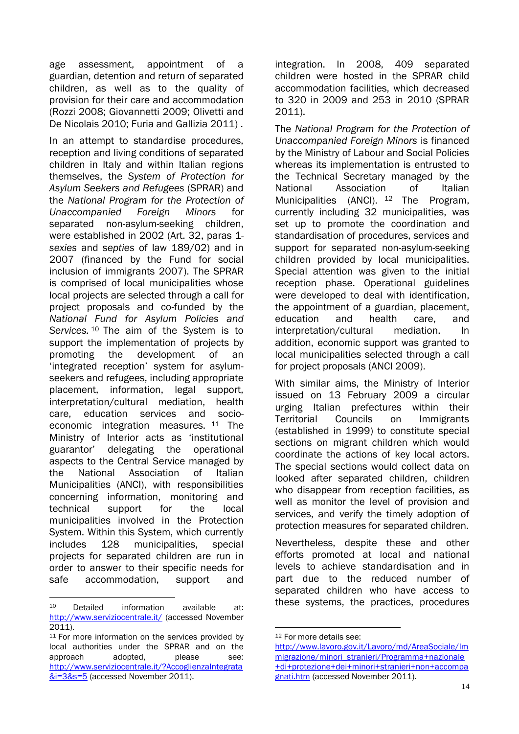age assessment, appointment of a guardian, detention and return of separated children, as well as to the quality of provision for their care and accommodation (Rozzi 2008; Giovannetti 2009; Olivetti and De Nicolais 2010; Furia and Gallizia 2011) .

In an attempt to standardise procedures, reception and living conditions of separated children in Italy and within Italian regions themselves, the *System of Protection for Asylum Seekers and Refugees* (SPRAR) and the *National Program for the Protection of Unaccompanied Foreign Minors* for separated non-asylum-seeking children, were established in 2002 (Art. 32, paras 1-*sexies* and s*epties* of law 189/02) and in 2007 (financed by the Fund for social inclusion of immigrants 2007). The SPRAR is comprised of local municipalities whose local projects are selected through a call for project proposals and co-funded by the *National Fund for Asylum Policies and Services.*[10] The aim of the System is to support the implementation of projects by promoting the development of an 'integrated reception' system for asylum-seekers and refugees, including appropriate placement, information, legal support, interpretation/cultural mediation, health care, education services and socio-economic integration measures.[11] The Ministry of Interior acts as 'institutional guarantor' delegating the operational aspects to the Central Service managed by the National Association of Italian Municipalities (ANCI), with responsibilities concerning information, monitoring and technical support for the local municipalities involved in the Protection System. Within this System, which currently includes 128 municipalities, special projects for separated children are run in order to answer to their specific needs for safe accommodation, support and integration. In 2008, 409 separated children were hosted in the SPRAR child accommodation facilities, which decreased to 320 in 2009 and 253 in 2010 (SPRAR 2011).

The *National Program for the Protection of Unaccompanied Foreign Minors* is financed by the Ministry of Labour and Social Policies whereas its implementation is entrusted to the Technical Secretary managed by the National Association of Italian Municipalities (ANCI).[12] The Program, currently including 32 municipalities, was set up to promote the coordination and standardisation of procedures, services and support for separated non-asylum-seeking children provided by local municipalities. Special attention was given to the initial reception phase. Operational guidelines were developed to deal with identification, the appointment of a guardian, placement, education and health care, and interpretation/cultural mediation. In addition, economic support was granted to local municipalities selected through a call for project proposals (ANCI 2009).

With similar aims, the Ministry of Interior issued on 13 February 2009 a circular urging Italian prefectures within their Territorial Councils on Immigrants (established in 1999) to constitute special sections on migrant children which would coordinate the actions of key local actors. The special sections would collect data on looked after separated children, children who disappear from reception facilities, as well as monitor the level of provision and services, and verify the timely adoption of protection measures for separated children.

Nevertheless, despite these and other efforts promoted at local and national levels to achieve standardisation and in part due to the reduced number of separated children who have access to these systems, the practices, procedures

---

[10] Detailed information available at: http://www.serviziocentrale.it/ (accessed November 2011).

[11] For more information on the services provided by local authorities under the SPRAR and on the approach adopted, please see: http://www.serviziocentrale.it/?AccoglienzaIntegrata&i=3&s=5 (accessed November 2011).

[12] For more details see: http://www.lavoro.gov.it/Lavoro/md/AreaSociale/Immigrazione/minori_stranieri/Programma+nazionale+di+protezione+dei+minori+stranieri+non+accompagnati.htm (accessed November 2011).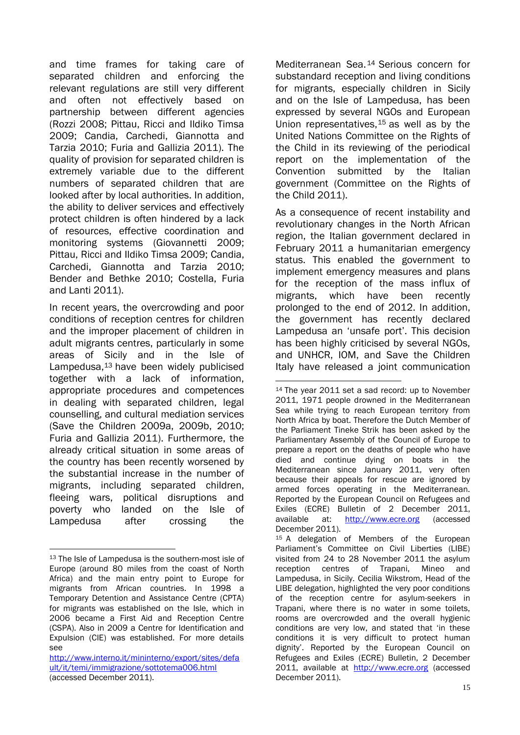and time frames for taking care of separated children and enforcing the relevant regulations are still very different and often not effectively based on partnership between different agencies (Rozzi 2008; Pittau, Ricci and Ildiko Timsa 2009; Candia, Carchedi, Giannotta and Tarzia 2010; Furia and Gallizia 2011). The quality of provision for separated children is extremely variable due to the different numbers of separated children that are looked after by local authorities. In addition, the ability to deliver services and effectively protect children is often hindered by a lack of resources, effective coordination and monitoring systems (Giovannetti 2009; Pittau, Ricci and Ildiko Timsa 2009; Candia, Carchedi, Giannotta and Tarzia 2010; Bender and Bethke 2010; Costella, Furia and Lanti 2011).

In recent years, the overcrowding and poor conditions of reception centres for children and the improper placement of children in adult migrants centres, particularly in some areas of Sicily and in the Isle of Lampedusa,[13] have been widely publicised together with a lack of information, appropriate procedures and competences in dealing with separated children, legal counselling, and cultural mediation services (Save the Children 2009a, 2009b, 2010; Furia and Gallizia 2011). Furthermore, the already critical situation in some areas of the country has been recently worsened by the substantial increase in the number of migrants, including separated children, fleeing wars, political disruptions and poverty who landed on the Isle of Lampedusa after crossing the Mediterranean Sea.[14] Serious concern for substandard reception and living conditions for migrants, especially children in Sicily and on the Isle of Lampedusa, has been expressed by several NGOs and European Union representatives,[15] as well as by the United Nations Committee on the Rights of the Child in its reviewing of the periodical report on the implementation of the Convention submitted by the Italian government (Committee on the Rights of the Child 2011).

As a consequence of recent instability and revolutionary changes in the North African region, the Italian government declared in February 2011 a humanitarian emergency status. This enabled the government to implement emergency measures and plans for the reception of the mass influx of migrants, which have been recently prolonged to the end of 2012. In addition, the government has recently declared Lampedusa an 'unsafe port'. This decision has been highly criticised by several NGOs, and UNHCR, IOM, and Save the Children Italy have released a joint communication

---

[13] The Isle of Lampedusa is the southern-most isle of Europe (around 80 miles from the coast of North Africa) and the main entry point to Europe for migrants from African countries. In 1998 a Temporary Detention and Assistance Centre (CPTA) for migrants was established on the Isle, which in 2006 became a First Aid and Reception Centre (CSPA). Also in 2009 a Centre for Identification and Expulsion (CIE) was established. For more details see http://www.interno.it/mininterno/export/sites/default/it/temi/immigrazione/sottotema006.html (accessed December 2011).

[14] The year 2011 set a sad record: up to November 2011, 1971 people drowned in the Mediterranean Sea while trying to reach European territory from North Africa by boat. Therefore the Dutch Member of the Parliament Tineke Strik has been asked by the Parliamentary Assembly of the Council of Europe to prepare a report on the deaths of people who have died and continue dying on boats in the Mediterranean since January 2011, very often because their appeals for rescue are ignored by armed forces operating in the Mediterranean. Reported by the European Council on Refugees and Exiles (ECRE) Bulletin of 2 December 2011, available at: http://www.ecre.org (accessed December 2011).

[15] A delegation of Members of the European Parliament's Committee on Civil Liberties (LIBE) visited from 24 to 28 November 2011 the asylum reception centres of Trapani, Mineo and Lampedusa, in Sicily. Cecilia Wikstrom, Head of the LIBE delegation, highlighted the very poor conditions of the reception centre for asylum-seekers in Trapani, where there is no water in some toilets, rooms are overcrowded and the overall hygienic conditions are very low, and stated that 'in these conditions it is very difficult to protect human dignity'. Reported by the European Council on Refugees and Exiles (ECRE) Bulletin, 2 December 2011, available at http://www.ecre.org (accessed December 2011).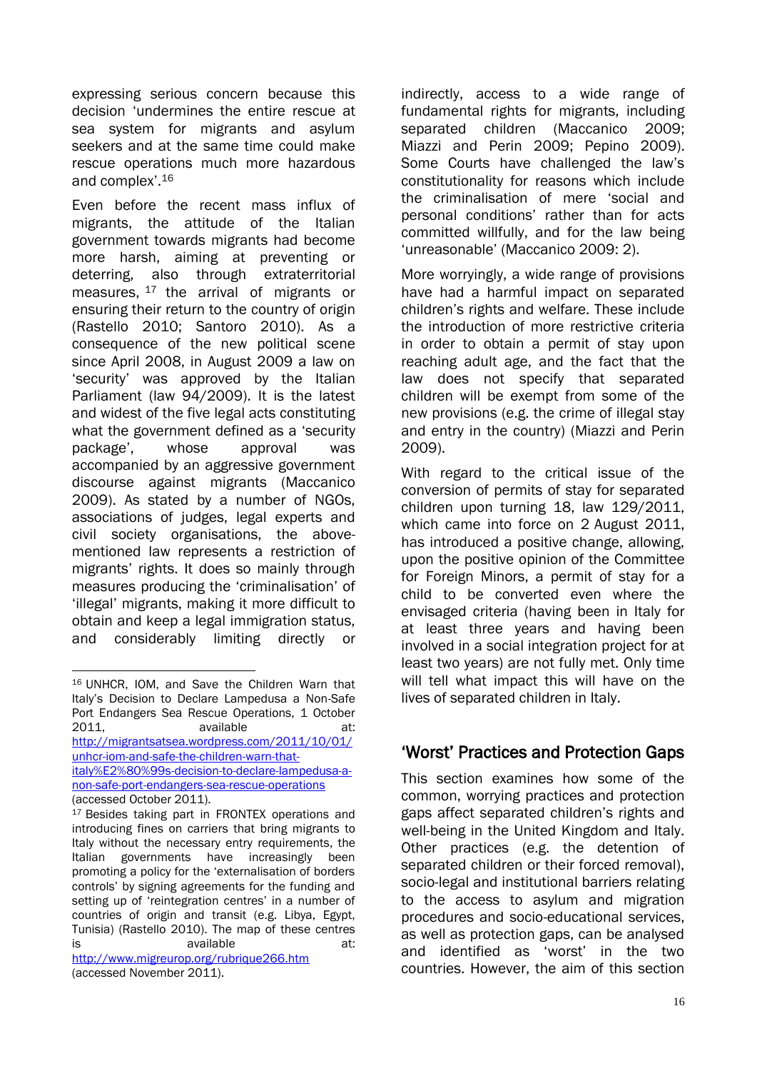expressing serious concern because this decision 'undermines the entire rescue at sea system for migrants and asylum seekers and at the same time could make rescue operations much more hazardous and complex'.[16]

Even before the recent mass influx of migrants, the attitude of the Italian government towards migrants had become more harsh, aiming at preventing or deterring, also through extraterritorial measures,[17] the arrival of migrants or ensuring their return to the country of origin (Rastello 2010; Santoro 2010). As a consequence of the new political scene since April 2008, in August 2009 a law on 'security' was approved by the Italian Parliament (law 94/2009). It is the latest and widest of the five legal acts constituting what the government defined as a 'security package', whose approval was accompanied by an aggressive government discourse against migrants (Maccanico 2009). As stated by a number of NGOs, associations of judges, legal experts and civil society organisations, the above-mentioned law represents a restriction of migrants' rights. It does so mainly through measures producing the 'criminalisation' of 'illegal' migrants, making it more difficult to obtain and keep a legal immigration status, and considerably limiting directly or indirectly, access to a wide range of fundamental rights for migrants, including separated children (Maccanico 2009; Miazzi and Perin 2009; Pepino 2009). Some Courts have challenged the law's constitutionality for reasons which include the criminalisation of mere 'social and personal conditions' rather than for acts committed willfully, and for the law being 'unreasonable' (Maccanico 2009: 2).

More worryingly, a wide range of provisions have had a harmful impact on separated children's rights and welfare. These include the introduction of more restrictive criteria in order to obtain a permit of stay upon reaching adult age, and the fact that the law does not specify that separated children will be exempt from some of the new provisions (e.g. the crime of illegal stay and entry in the country) (Miazzi and Perin 2009).

With regard to the critical issue of the conversion of permits of stay for separated children upon turning 18, law 129/2011, which came into force on 2 August 2011, has introduced a positive change, allowing, upon the positive opinion of the Committee for Foreign Minors, a permit of stay for a child to be converted even where the envisaged criteria (having been in Italy for at least three years and having been involved in a social integration project for at least two years) are not fully met. Only time will tell what impact this will have on the lives of separated children in Italy.

## 'Worst' Practices and Protection Gaps

This section examines how some of the common, worrying practices and protection gaps affect separated children's rights and well-being in the United Kingdom and Italy. Other practices (e.g. the detention of separated children or their forced removal), socio-legal and institutional barriers relating to the access to asylum and migration procedures and socio-educational services, as well as protection gaps, can be analysed and identified as 'worst' in the two countries. However, the aim of this section

---

[16] UNHCR, IOM, and Save the Children Warn that Italy's Decision to Declare Lampedusa a Non-Safe Port Endangers Sea Rescue Operations, 1 October 2011, available at: http://migrantsatsea.wordpress.com/2011/10/01/unhcr-iom-and-safe-the-children-warn-that-italy%E2%80%99s-decision-to-declare-lampedusa-a-non-safe-port-endangers-sea-rescue-operations (accessed October 2011).

[17] Besides taking part in FRONTEX operations and introducing fines on carriers that bring migrants to Italy without the necessary entry requirements, the Italian governments have increasingly been promoting a policy for the 'externalisation of borders controls' by signing agreements for the funding and setting up of 'reintegration centres' in a number of countries of origin and transit (e.g. Libya, Egypt, Tunisia) (Rastello 2010). The map of these centres is available at: http://www.migreurop.org/rubrique266.htm (accessed November 2011).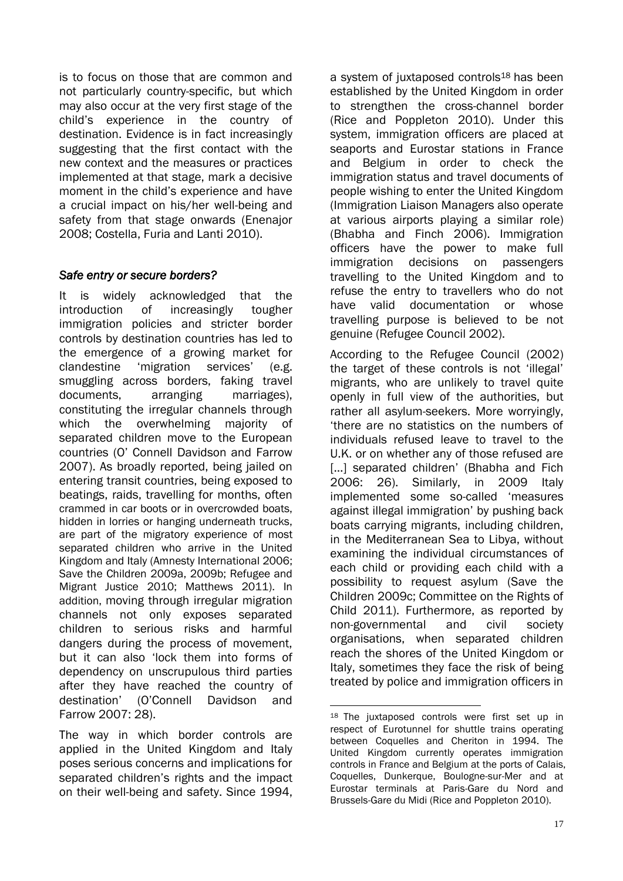is to focus on those that are common and not particularly country-specific, but which may also occur at the very first stage of the child's experience in the country of destination. Evidence is in fact increasingly suggesting that the first contact with the new context and the measures or practices implemented at that stage, mark a decisive moment in the child's experience and have a crucial impact on his/her well-being and safety from that stage onwards (Enenajor 2008; Costella, Furia and Lanti 2010).

### *Safe entry or secure borders?*

It is widely acknowledged that the introduction of increasingly tougher immigration policies and stricter border controls by destination countries has led to the emergence of a growing market for clandestine 'migration services' (e.g. smuggling across borders, faking travel documents, arranging marriages), constituting the irregular channels through which the overwhelming majority of separated children move to the European countries (O' Connell Davidson and Farrow 2007). As broadly reported, being jailed on entering transit countries, being exposed to beatings, raids, travelling for months, often crammed in car boots or in overcrowded boats, hidden in lorries or hanging underneath trucks, are part of the migratory experience of most separated children who arrive in the United Kingdom and Italy (Amnesty International 2006; Save the Children 2009a, 2009b; Refugee and Migrant Justice 2010; Matthews 2011). In addition, moving through irregular migration channels not only exposes separated children to serious risks and harmful dangers during the process of movement, but it can also 'lock them into forms of dependency on unscrupulous third parties after they have reached the country of destination' (O'Connell Davidson and Farrow 2007: 28).

The way in which border controls are applied in the United Kingdom and Italy poses serious concerns and implications for separated children's rights and the impact on their well-being and safety. Since 1994, a system of juxtaposed controls[18] has been established by the United Kingdom in order to strengthen the cross-channel border (Rice and Poppleton 2010). Under this system, immigration officers are placed at seaports and Eurostar stations in France and Belgium in order to check the immigration status and travel documents of people wishing to enter the United Kingdom (Immigration Liaison Managers also operate at various airports playing a similar role) (Bhabha and Finch 2006). Immigration officers have the power to make full immigration decisions on passengers travelling to the United Kingdom and to refuse the entry to travellers who do not have valid documentation or whose travelling purpose is believed to be not genuine (Refugee Council 2002).

According to the Refugee Council (2002) the target of these controls is not 'illegal' migrants, who are unlikely to travel quite openly in full view of the authorities, but rather all asylum-seekers. More worryingly, 'there are no statistics on the numbers of individuals refused leave to travel to the U.K. or on whether any of those refused are [...] separated children' (Bhabha and Fich 2006: 26). Similarly, in 2009 Italy implemented some so-called 'measures against illegal immigration' by pushing back boats carrying migrants, including children, in the Mediterranean Sea to Libya, without examining the individual circumstances of each child or providing each child with a possibility to request asylum (Save the Children 2009c; Committee on the Rights of Child 2011). Furthermore, as reported by non-governmental and civil society organisations, when separated children reach the shores of the United Kingdom or Italy, sometimes they face the risk of being treated by police and immigration officers in

---

[18] The juxtaposed controls were first set up in respect of Eurotunnel for shuttle trains operating between Coquelles and Cheriton in 1994. The United Kingdom currently operates immigration controls in France and Belgium at the ports of Calais, Coquelles, Dunkerque, Boulogne-sur-Mer and at Eurostar terminals at Paris-Gare du Nord and Brussels-Gare du Midi (Rice and Poppleton 2010).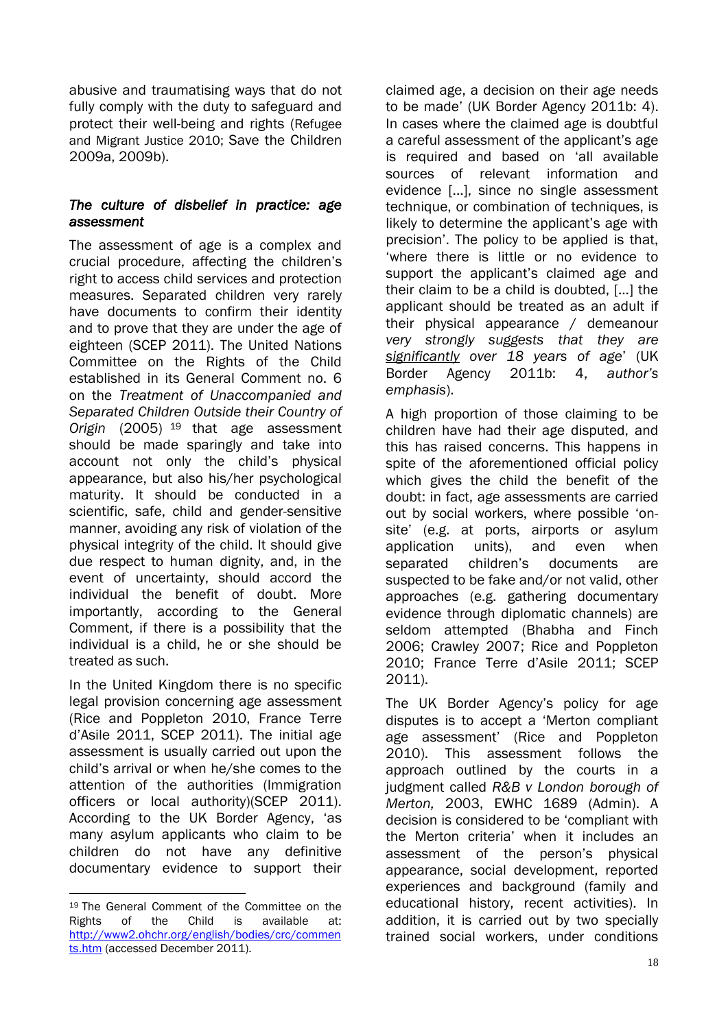abusive and traumatising ways that do not fully comply with the duty to safeguard and protect their well-being and rights (Refugee and Migrant Justice 2010; Save the Children 2009a, 2009b).

### *The culture of disbelief in practice: age assessment*

The assessment of age is a complex and crucial procedure, affecting the children's right to access child services and protection measures. Separated children very rarely have documents to confirm their identity and to prove that they are under the age of eighteen (SCEP 2011). The United Nations Committee on the Rights of the Child established in its General Comment no. 6 on the *Treatment of Unaccompanied and Separated Children Outside their Country of Origin* (2005) [19] that age assessment should be made sparingly and take into account not only the child's physical appearance, but also his/her psychological maturity. It should be conducted in a scientific, safe, child and gender-sensitive manner, avoiding any risk of violation of the physical integrity of the child. It should give due respect to human dignity, and, in the event of uncertainty, should accord the individual the benefit of doubt. More importantly, according to the General Comment, if there is a possibility that the individual is a child, he or she should be treated as such.

In the United Kingdom there is no specific legal provision concerning age assessment (Rice and Poppleton 2010, France Terre d'Asile 2011, SCEP 2011). The initial age assessment is usually carried out upon the child's arrival or when he/she comes to the attention of the authorities (Immigration officers or local authority)(SCEP 2011). According to the UK Border Agency, 'as many asylum applicants who claim to be children do not have any definitive documentary evidence to support their claimed age, a decision on their age needs to be made' (UK Border Agency 2011b: 4). In cases where the claimed age is doubtful a careful assessment of the applicant's age is required and based on 'all available sources of relevant information and evidence […], since no single assessment technique, or combination of techniques, is likely to determine the applicant's age with precision'. The policy to be applied is that, 'where there is little or no evidence to support the applicant's claimed age and their claim to be a child is doubted, […] the applicant should be treated as an adult if their physical appearance / demeanour *very strongly suggests that they are* _**significantly**_ *over 18 years of age*' (UK Border Agency 2011b: 4, *author's emphasis*).

A high proportion of those claiming to be children have had their age disputed, and this has raised concerns. This happens in spite of the aforementioned official policy which gives the child the benefit of the doubt: in fact, age assessments are carried out by social workers, where possible 'on-site' (e.g. at ports, airports or asylum application units), and even when separated children's documents are suspected to be fake and/or not valid, other approaches (e.g. gathering documentary evidence through diplomatic channels) are seldom attempted (Bhabha and Finch 2006; Crawley 2007; Rice and Poppleton 2010; France Terre d'Asile 2011; SCEP 2011).

The UK Border Agency's policy for age disputes is to accept a 'Merton compliant age assessment' (Rice and Poppleton 2010). This assessment follows the approach outlined by the courts in a judgment called *R&B v London borough of Merton,* 2003, EWHC 1689 (Admin). A decision is considered to be 'compliant with the Merton criteria' when it includes an assessment of the person's physical appearance, social development, reported experiences and background (family and educational history, recent activities). In addition, it is carried out by two specially trained social workers, under conditions

---

[19] The General Comment of the Committee on the Rights of the Child is available at: http://www2.ohchr.org/english/bodies/crc/comments.htm (accessed December 2011).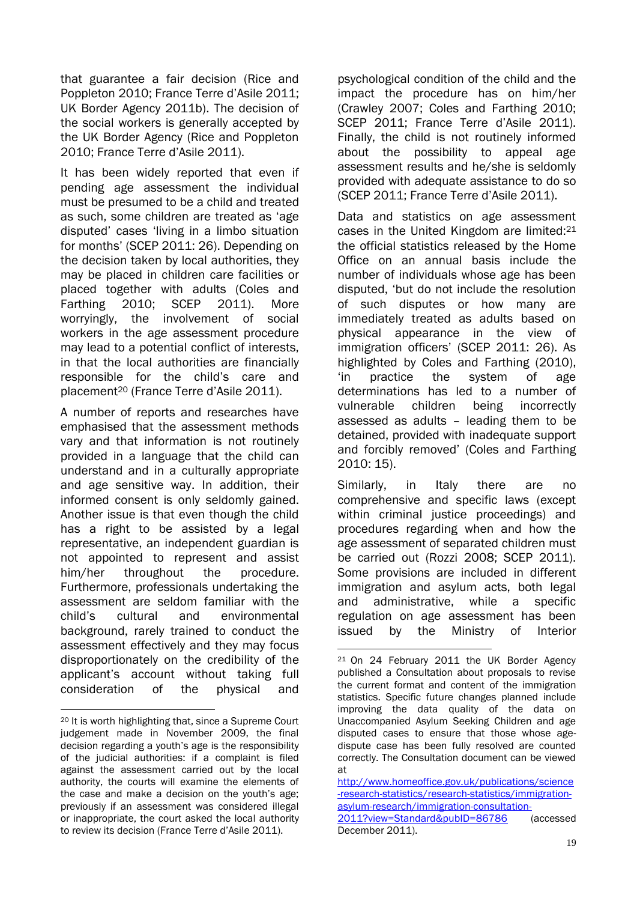that guarantee a fair decision (Rice and Poppleton 2010; France Terre d'Asile 2011; UK Border Agency 2011b). The decision of the social workers is generally accepted by the UK Border Agency (Rice and Poppleton 2010; France Terre d'Asile 2011).

It has been widely reported that even if pending age assessment the individual must be presumed to be a child and treated as such, some children are treated as 'age disputed' cases 'living in a limbo situation for months' (SCEP 2011: 26). Depending on the decision taken by local authorities, they may be placed in children care facilities or placed together with adults (Coles and Farthing 2010; SCEP 2011). More worryingly, the involvement of social workers in the age assessment procedure may lead to a potential conflict of interests, in that the local authorities are financially responsible for the child's care and placement[20] (France Terre d'Asile 2011).

A number of reports and researches have emphasised that the assessment methods vary and that information is not routinely provided in a language that the child can understand and in a culturally appropriate and age sensitive way. In addition, their informed consent is only seldomly gained. Another issue is that even though the child has a right to be assisted by a legal representative, an independent guardian is not appointed to represent and assist him/her throughout the procedure. Furthermore, professionals undertaking the assessment are seldom familiar with the child's cultural and environmental background, rarely trained to conduct the assessment effectively and they may focus disproportionately on the credibility of the applicant's account without taking full consideration of the physical and psychological condition of the child and the impact the procedure has on him/her (Crawley 2007; Coles and Farthing 2010; SCEP 2011; France Terre d'Asile 2011). Finally, the child is not routinely informed about the possibility to appeal age assessment results and he/she is seldomly provided with adequate assistance to do so (SCEP 2011; France Terre d'Asile 2011).

Data and statistics on age assessment cases in the United Kingdom are limited:[21] the official statistics released by the Home Office on an annual basis include the number of individuals whose age has been disputed, 'but do not include the resolution of such disputes or how many are immediately treated as adults based on physical appearance in the view of immigration officers' (SCEP 2011: 26). As highlighted by Coles and Farthing (2010), 'in practice the system of age determinations has led to a number of vulnerable children being incorrectly assessed as adults – leading them to be detained, provided with inadequate support and forcibly removed' (Coles and Farthing 2010: 15).

Similarly, in Italy there are no comprehensive and specific laws (except within criminal justice proceedings) and procedures regarding when and how the age assessment of separated children must be carried out (Rozzi 2008; SCEP 2011). Some provisions are included in different immigration and asylum acts, both legal and administrative, while a specific regulation on age assessment has been issued by the Ministry of Interior

---

[20] It is worth highlighting that, since a Supreme Court judgement made in November 2009, the final decision regarding a youth's age is the responsibility of the judicial authorities: if a complaint is filed against the assessment carried out by the local authority, the courts will examine the elements of the case and make a decision on the youth's age; previously if an assessment was considered illegal or inappropriate, the court asked the local authority to review its decision (France Terre d'Asile 2011).

[21] On 24 February 2011 the UK Border Agency published a Consultation about proposals to revise the current format and content of the immigration statistics. Specific future changes planned include improving the data quality of the data on Unaccompanied Asylum Seeking Children and age disputed cases to ensure that those whose age-dispute case has been fully resolved are counted correctly. The Consultation document can be viewed at http://www.homeoffice.gov.uk/publications/science-research-statistics/research-statistics/immigration-asylum-research/immigration-consultation-2011?view=Standard&pubID=86786 (accessed December 2011).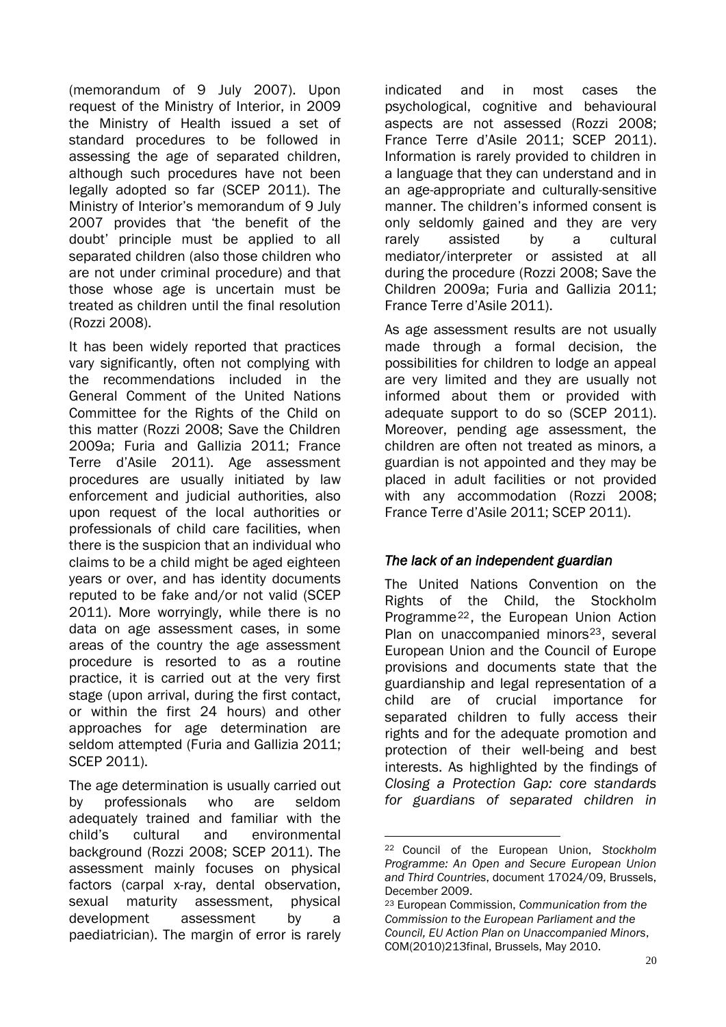(memorandum of 9 July 2007). Upon request of the Ministry of Interior, in 2009 the Ministry of Health issued a set of standard procedures to be followed in assessing the age of separated children, although such procedures have not been legally adopted so far (SCEP 2011). The Ministry of Interior's memorandum of 9 July 2007 provides that 'the benefit of the doubt' principle must be applied to all separated children (also those children who are not under criminal procedure) and that those whose age is uncertain must be treated as children until the final resolution (Rozzi 2008).

It has been widely reported that practices vary significantly, often not complying with the recommendations included in the General Comment of the United Nations Committee for the Rights of the Child on this matter (Rozzi 2008; Save the Children 2009a; Furia and Gallizia 2011; France Terre d'Asile 2011). Age assessment procedures are usually initiated by law enforcement and judicial authorities, also upon request of the local authorities or professionals of child care facilities, when there is the suspicion that an individual who claims to be a child might be aged eighteen years or over, and has identity documents reputed to be fake and/or not valid (SCEP 2011). More worryingly, while there is no data on age assessment cases, in some areas of the country the age assessment procedure is resorted to as a routine practice, it is carried out at the very first stage (upon arrival, during the first contact, or within the first 24 hours) and other approaches for age determination are seldom attempted (Furia and Gallizia 2011; SCEP 2011).

The age determination is usually carried out by professionals who are seldom adequately trained and familiar with the child's cultural and environmental background (Rozzi 2008; SCEP 2011). The assessment mainly focuses on physical factors (carpal x-ray, dental observation, sexual maturity assessment, physical development assessment by a paediatrician). The margin of error is rarely indicated and in most cases the psychological, cognitive and behavioural aspects are not assessed (Rozzi 2008; France Terre d'Asile 2011; SCEP 2011). Information is rarely provided to children in a language that they can understand and in an age-appropriate and culturally-sensitive manner. The children's informed consent is only seldomly gained and they are very rarely assisted by a cultural mediator/interpreter or assisted at all during the procedure (Rozzi 2008; Save the Children 2009a; Furia and Gallizia 2011; France Terre d'Asile 2011).

As age assessment results are not usually made through a formal decision, the possibilities for children to lodge an appeal are very limited and they are usually not informed about them or provided with adequate support to do so (SCEP 2011). Moreover, pending age assessment, the children are often not treated as minors, a guardian is not appointed and they may be placed in adult facilities or not provided with any accommodation (Rozzi 2008; France Terre d'Asile 2011; SCEP 2011).

### *The lack of an independent guardian*

The United Nations Convention on the Rights of the Child, the Stockholm Programme[22], the European Union Action Plan on unaccompanied minors[23], several European Union and the Council of Europe provisions and documents state that the guardianship and legal representation of a child are of crucial importance for separated children to fully access their rights and for the adequate promotion and protection of their well-being and best interests. As highlighted by the findings of *Closing a Protection Gap: core standards for guardians of separated children in*

---

[22] Council of the European Union, *Stockholm Programme: An Open and Secure European Union and Third Countries*, document 17024/09, Brussels, December 2009.

[23] European Commission, *Communication from the Commission to the European Parliament and the Council, EU Action Plan on Unaccompanied Minors*, COM(2010)213final, Brussels, May 2010.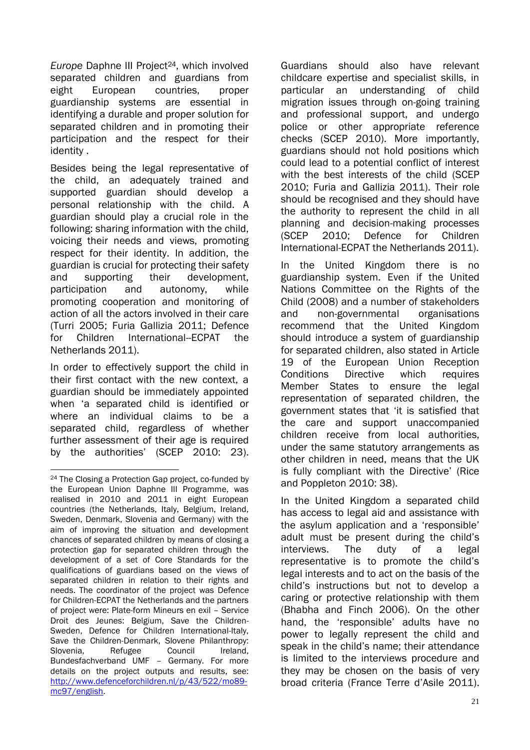*Europe* Daphne III Project[24], which involved separated children and guardians from eight European countries, proper guardianship systems are essential in identifying a durable and proper solution for separated children and in promoting their participation and the respect for their identity .

Besides being the legal representative of the child, an adequately trained and supported guardian should develop a personal relationship with the child. A guardian should play a crucial role in the following: sharing information with the child, voicing their needs and views, promoting respect for their identity. In addition, the guardian is crucial for protecting their safety and supporting their development, participation and autonomy, while promoting cooperation and monitoring of action of all the actors involved in their care (Turri 2005; Furia Gallizia 2011; Defence for Children International--ECPAT the Netherlands 2011).

In order to effectively support the child in their first contact with the new context, a guardian should be immediately appointed when 'a separated child is identified or where an individual claims to be a separated child, regardless of whether further assessment of their age is required by the authorities' (SCEP 2010: 23). Guardians should also have relevant childcare expertise and specialist skills, in particular an understanding of child migration issues through on-going training and professional support, and undergo police or other appropriate reference checks (SCEP 2010). More importantly, guardians should not hold positions which could lead to a potential conflict of interest with the best interests of the child (SCEP 2010; Furia and Gallizia 2011). Their role should be recognised and they should have the authority to represent the child in all planning and decision-making processes (SCEP 2010; Defence for Children International-ECPAT the Netherlands 2011).

In the United Kingdom there is no guardianship system. Even if the United Nations Committee on the Rights of the Child (2008) and a number of stakeholders and non-governmental organisations recommend that the United Kingdom should introduce a system of guardianship for separated children, also stated in Article 19 of the European Union Reception Conditions Directive which requires Member States to ensure the legal representation of separated children, the government states that 'it is satisfied that the care and support unaccompanied children receive from local authorities, under the same statutory arrangements as other children in need, means that the UK is fully compliant with the Directive' (Rice and Poppleton 2010: 38).

In the United Kingdom a separated child has access to legal aid and assistance with the asylum application and a 'responsible' adult must be present during the child's interviews. The duty of a legal representative is to promote the child's legal interests and to act on the basis of the child's instructions but not to develop a caring or protective relationship with them (Bhabha and Finch 2006). On the other hand, the 'responsible' adults have no power to legally represent the child and speak in the child's name; their attendance is limited to the interviews procedure and they may be chosen on the basis of very broad criteria (France Terre d'Asile 2011).

---

[24] The Closing a Protection Gap project, co-funded by the European Union Daphne III Programme, was realised in 2010 and 2011 in eight European countries (the Netherlands, Italy, Belgium, Ireland, Sweden, Denmark, Slovenia and Germany) with the aim of improving the situation and development chances of separated children by means of closing a protection gap for separated children through the development of a set of Core Standards for the qualifications of guardians based on the views of separated children in relation to their rights and needs. The coordinator of the project was Defence for Children-ECPAT the Netherlands and the partners of project were: Plate-form Mineurs en exil – Service Droit des Jeunes: Belgium, Save the Children-Sweden, Defence for Children International-Italy, Save the Children-Denmark, Slovene Philanthropy: Slovenia, Refugee Council Ireland, Bundesfachverband UMF – Germany. For more details on the project outputs and results, see: [http://www.defenceforchildren.nl/p/43/522/mo89-mc97/english](http://www.defenceforchildren.nl/p/43/522/mo89-mc97/english).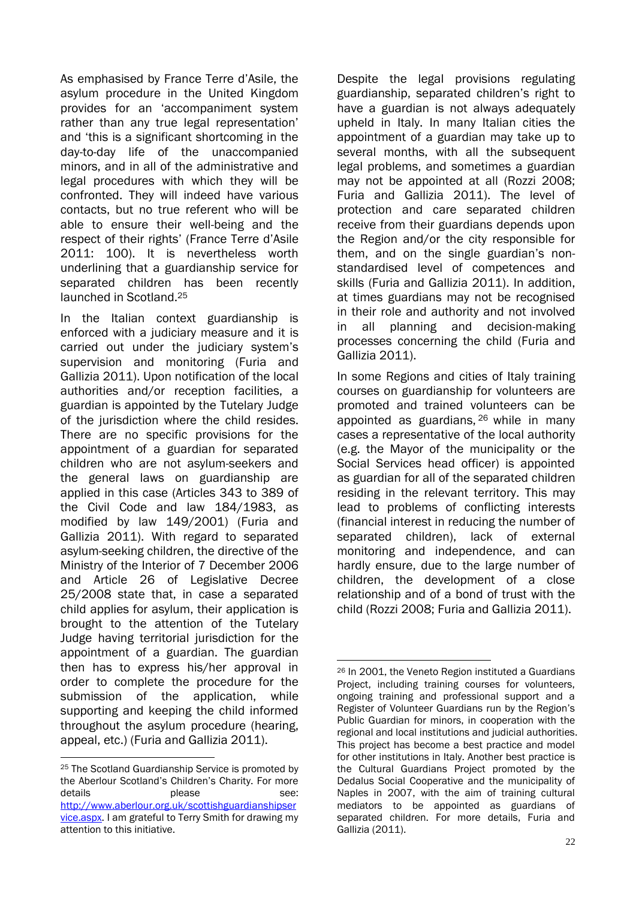As emphasised by France Terre d'Asile, the asylum procedure in the United Kingdom provides for an 'accompaniment system rather than any true legal representation' and 'this is a significant shortcoming in the day-to-day life of the unaccompanied minors, and in all of the administrative and legal procedures with which they will be confronted. They will indeed have various contacts, but no true referent who will be able to ensure their well-being and the respect of their rights' (France Terre d'Asile 2011: 100). It is nevertheless worth underlining that a guardianship service for separated children has been recently launched in Scotland.[25]

In the Italian context guardianship is enforced with a judiciary measure and it is carried out under the judiciary system's supervision and monitoring (Furia and Gallizia 2011). Upon notification of the local authorities and/or reception facilities, a guardian is appointed by the Tutelary Judge of the jurisdiction where the child resides. There are no specific provisions for the appointment of a guardian for separated children who are not asylum-seekers and the general laws on guardianship are applied in this case (Articles 343 to 389 of the Civil Code and law 184/1983, as modified by law 149/2001) (Furia and Gallizia 2011). With regard to separated asylum-seeking children, the directive of the Ministry of the Interior of 7 December 2006 and Article 26 of Legislative Decree 25/2008 state that, in case a separated child applies for asylum, their application is brought to the attention of the Tutelary Judge having territorial jurisdiction for the appointment of a guardian. The guardian then has to express his/her approval in order to complete the procedure for the submission of the application, while supporting and keeping the child informed throughout the asylum procedure (hearing, appeal, etc.) (Furia and Gallizia 2011).

Despite the legal provisions regulating guardianship, separated children's right to have a guardian is not always adequately upheld in Italy. In many Italian cities the appointment of a guardian may take up to several months, with all the subsequent legal problems, and sometimes a guardian may not be appointed at all (Rozzi 2008; Furia and Gallizia 2011). The level of protection and care separated children receive from their guardians depends upon the Region and/or the city responsible for them, and on the single guardian's non-standardised level of competences and skills (Furia and Gallizia 2011). In addition, at times guardians may not be recognised in their role and authority and not involved in all planning and decision-making processes concerning the child (Furia and Gallizia 2011).

In some Regions and cities of Italy training courses on guardianship for volunteers are promoted and trained volunteers can be appointed as guardians,[26] while in many cases a representative of the local authority (e.g. the Mayor of the municipality or the Social Services head officer) is appointed as guardian for all of the separated children residing in the relevant territory. This may lead to problems of conflicting interests (financial interest in reducing the number of separated children), lack of external monitoring and independence, and can hardly ensure, due to the large number of children, the development of a close relationship and of a bond of trust with the child (Rozzi 2008; Furia and Gallizia 2011).

---

[25] The Scotland Guardianship Service is promoted by the Aberlour Scotland's Children's Charity. For more details please see: http://www.aberlour.org.uk/scottishguardianshipservice.aspx. I am grateful to Terry Smith for drawing my attention to this initiative.

[26] In 2001, the Veneto Region instituted a Guardians Project, including training courses for volunteers, ongoing training and professional support and a Register of Volunteer Guardians run by the Region's Public Guardian for minors, in cooperation with the regional and local institutions and judicial authorities. This project has become a best practice and model for other institutions in Italy. Another best practice is the Cultural Guardians Project promoted by the Dedalus Social Cooperative and the municipality of Naples in 2007, with the aim of training cultural mediators to be appointed as guardians of separated children. For more details, Furia and Gallizia (2011).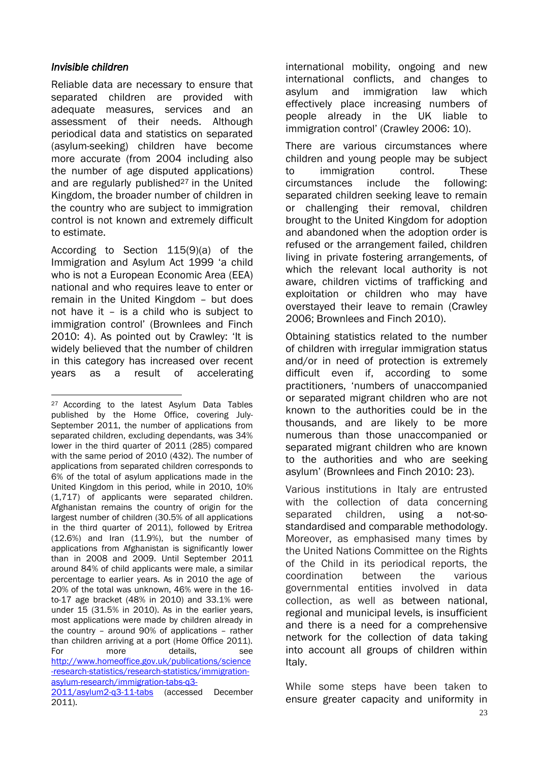### *Invisible children*

Reliable data are necessary to ensure that separated children are provided with adequate measures, services and an assessment of their needs. Although periodical data and statistics on separated (asylum-seeking) children have become more accurate (from 2004 including also the number of age disputed applications) and are regularly published[27] in the United Kingdom, the broader number of children in the country who are subject to immigration control is not known and extremely difficult to estimate.

According to Section 115(9)(a) of the Immigration and Asylum Act 1999 'a child who is not a European Economic Area (EEA) national and who requires leave to enter or remain in the United Kingdom – but does not have it – is a child who is subject to immigration control' (Brownlees and Finch 2010: 4). As pointed out by Crawley: 'It is widely believed that the number of children in this category has increased over recent years as a result of accelerating international mobility, ongoing and new international conflicts, and changes to asylum and immigration law which effectively place increasing numbers of people already in the UK liable to immigration control' (Crawley 2006: 10).

There are various circumstances where children and young people may be subject to immigration control. These circumstances include the following: separated children seeking leave to remain or challenging their removal, children brought to the United Kingdom for adoption and abandoned when the adoption order is refused or the arrangement failed, children living in private fostering arrangements, of which the relevant local authority is not aware, children victims of trafficking and exploitation or children who may have overstayed their leave to remain (Crawley 2006; Brownlees and Finch 2010).

Obtaining statistics related to the number of children with irregular immigration status and/or in need of protection is extremely difficult even if, according to some practitioners, 'numbers of unaccompanied or separated migrant children who are not known to the authorities could be in the thousands, and are likely to be more numerous than those unaccompanied or separated migrant children who are known to the authorities and who are seeking asylum' (Brownlees and Finch 2010: 23).

Various institutions in Italy are entrusted with the collection of data concerning separated children, using a not-so-standardised and comparable methodology. Moreover, as emphasised many times by the United Nations Committee on the Rights of the Child in its periodical reports, the coordination between the various governmental entities involved in data collection, as well as between national, regional and municipal levels, is insufficient and there is a need for a comprehensive network for the collection of data taking into account all groups of children within Italy.

While some steps have been taken to ensure greater capacity and uniformity in

---

[27] According to the latest Asylum Data Tables published by the Home Office, covering July-September 2011, the number of applications from separated children, excluding dependants, was 34% lower in the third quarter of 2011 (285) compared with the same period of 2010 (432). The number of applications from separated children corresponds to 6% of the total of asylum applications made in the United Kingdom in this period, while in 2010, 10% (1,717) of applicants were separated children. Afghanistan remains the country of origin for the largest number of children (30.5% of all applications in the third quarter of 2011), followed by Eritrea (12.6%) and Iran (11.9%), but the number of applications from Afghanistan is significantly lower than in 2008 and 2009. Until September 2011 around 84% of child applicants were male, a similar percentage to earlier years. As in 2010 the age of 20% of the total was unknown, 46% were in the 16-to-17 age bracket (48% in 2010) and 33.1% were under 15 (31.5% in 2010). As in the earlier years, most applications were made by children already in the country – around 90% of applications – rather than children arriving at a port (Home Office 2011). For more details, see http://www.homeoffice.gov.uk/publications/science-research-statistics/research-statistics/immigration-asylum-research/immigration-tabs-q3-2011/asylum2-q3-11-tabs (accessed December 2011).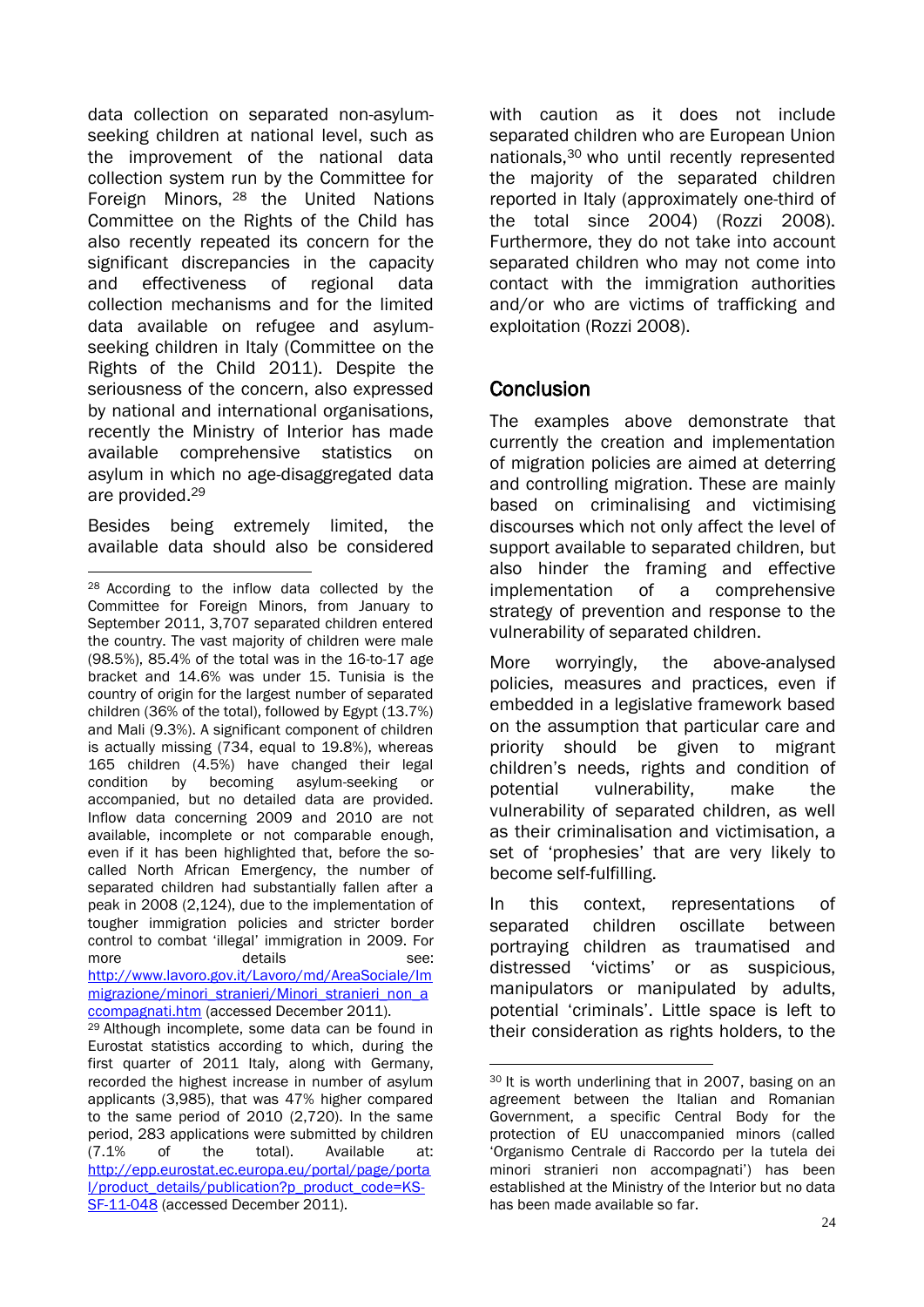data collection on separated non-asylum-seeking children at national level, such as the improvement of the national data collection system run by the Committee for Foreign Minors, [28] the United Nations Committee on the Rights of the Child has also recently repeated its concern for the significant discrepancies in the capacity and effectiveness of regional data collection mechanisms and for the limited data available on refugee and asylum-seeking children in Italy (Committee on the Rights of the Child 2011). Despite the seriousness of the concern, also expressed by national and international organisations, recently the Ministry of Interior has made available comprehensive statistics on asylum in which no age-disaggregated data are provided.[29]

Besides being extremely limited, the available data should also be considered with caution as it does not include separated children who are European Union nationals,[30] who until recently represented the majority of the separated children reported in Italy (approximately one-third of the total since 2004) (Rozzi 2008). Furthermore, they do not take into account separated children who may not come into contact with the immigration authorities and/or who are victims of trafficking and exploitation (Rozzi 2008).

## Conclusion

The examples above demonstrate that currently the creation and implementation of migration policies are aimed at deterring and controlling migration. These are mainly based on criminalising and victimising discourses which not only affect the level of support available to separated children, but also hinder the framing and effective implementation of a comprehensive strategy of prevention and response to the vulnerability of separated children.

More worryingly, the above-analysed policies, measures and practices, even if embedded in a legislative framework based on the assumption that particular care and priority should be given to migrant children's needs, rights and condition of potential vulnerability, make the vulnerability of separated children, as well as their criminalisation and victimisation, a set of 'prophesies' that are very likely to become self-fulfilling.

In this context, representations of separated children oscillate between portraying children as traumatised and distressed 'victims' or as suspicious, manipulators or manipulated by adults, potential 'criminals'. Little space is left to their consideration as rights holders, to the

---

[28] According to the inflow data collected by the Committee for Foreign Minors, from January to September 2011, 3,707 separated children entered the country. The vast majority of children were male (98.5%), 85.4% of the total was in the 16-to-17 age bracket and 14.6% was under 15. Tunisia is the country of origin for the largest number of separated children (36% of the total), followed by Egypt (13.7%) and Mali (9.3%). A significant component of children is actually missing (734, equal to 19.8%), whereas 165 children (4.5%) have changed their legal condition by becoming asylum-seeking or accompanied, but no detailed data are provided. Inflow data concerning 2009 and 2010 are not available, incomplete or not comparable enough, even if it has been highlighted that, before the so-called North African Emergency, the number of separated children had substantially fallen after a peak in 2008 (2,124), due to the implementation of tougher immigration policies and stricter border control to combat 'illegal' immigration in 2009. For more details see: http://www.lavoro.gov.it/Lavoro/md/AreaSociale/Immigrazione/minori_stranieri/Minori_stranieri_non_accompagnati.htm (accessed December 2011).

[29] Although incomplete, some data can be found in Eurostat statistics according to which, during the first quarter of 2011 Italy, along with Germany, recorded the highest increase in number of asylum applicants (3,985), that was 47% higher compared to the same period of 2010 (2,720). In the same period, 283 applications were submitted by children (7.1% of the total). Available at: http://epp.eurostat.ec.europa.eu/portal/page/portal/product_details/publication?p_product_code=KS-SF-11-048 (accessed December 2011).

[30] It is worth underlining that in 2007, basing on an agreement between the Italian and Romanian Government, a specific Central Body for the protection of EU unaccompanied minors (called 'Organismo Centrale di Raccordo per la tutela dei minori stranieri non accompagnati') has been established at the Ministry of the Interior but no data has been made available so far.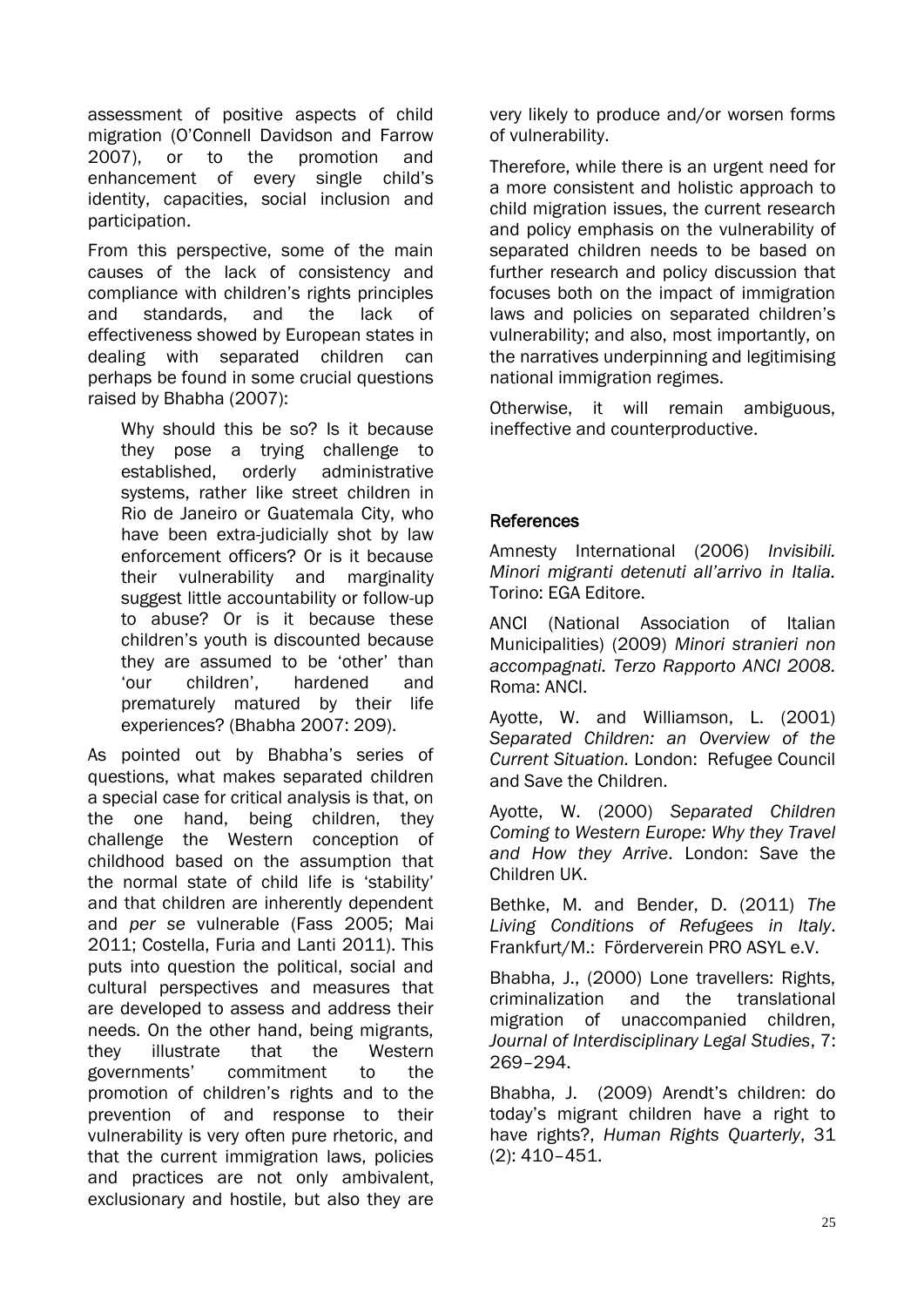assessment of positive aspects of child migration (O'Connell Davidson and Farrow 2007), or to the promotion and enhancement of every single child's identity, capacities, social inclusion and participation.

From this perspective, some of the main causes of the lack of consistency and compliance with children's rights principles and standards, and the lack of effectiveness showed by European states in dealing with separated children can perhaps be found in some crucial questions raised by Bhabha (2007):

> Why should this be so? Is it because they pose a trying challenge to established, orderly administrative systems, rather like street children in Rio de Janeiro or Guatemala City, who have been extra-judicially shot by law enforcement officers? Or is it because their vulnerability and marginality suggest little accountability or follow-up to abuse? Or is it because these children's youth is discounted because they are assumed to be 'other' than 'our children', hardened and prematurely matured by their life experiences? (Bhabha 2007: 209).

As pointed out by Bhabha's series of questions, what makes separated children a special case for critical analysis is that, on the one hand, being children, they challenge the Western conception of childhood based on the assumption that the normal state of child life is 'stability' and that children are inherently dependent and *per se* vulnerable (Fass 2005; Mai 2011; Costella, Furia and Lanti 2011). This puts into question the political, social and cultural perspectives and measures that are developed to assess and address their needs. On the other hand, being migrants, they illustrate that the Western governments' commitment to the promotion of children's rights and to the prevention of and response to their vulnerability is very often pure rhetoric, and that the current immigration laws, policies and practices are not only ambivalent, exclusionary and hostile, but also they are very likely to produce and/or worsen forms of vulnerability.

Therefore, while there is an urgent need for a more consistent and holistic approach to child migration issues, the current research and policy emphasis on the vulnerability of separated children needs to be based on further research and policy discussion that focuses both on the impact of immigration laws and policies on separated children's vulnerability; and also, most importantly, on the narratives underpinning and legitimising national immigration regimes.

Otherwise, it will remain ambiguous, ineffective and counterproductive.

## References

Amnesty International (2006) *Invisibili. Minori migranti detenuti all'arrivo in Italia.* Torino: EGA Editore.

ANCI (National Association of Italian Municipalities) (2009) *Minori stranieri non accompagnati. Terzo Rapporto ANCI 2008.* Roma: ANCI.

Ayotte, W. and Williamson, L. (2001) *Separated Children: an Overview of the Current Situation.* London: Refugee Council and Save the Children.

Ayotte, W. (2000) *Separated Children Coming to Western Europe: Why they Travel and How they Arrive*. London: Save the Children UK.

Bethke, M. and Bender, D. (2011) *The Living Conditions of Refugees in Italy*. Frankfurt/M.: Förderverein PRO ASYL e.V.

Bhabha, J., (2000) Lone travellers: Rights, criminalization and the translational migration of unaccompanied children, *Journal of Interdisciplinary Legal Studies*, 7: 269–294.

Bhabha, J. (2009) Arendt's children: do today's migrant children have a right to have rights?, *Human Rights Quarterly*, 31 (2): 410–451.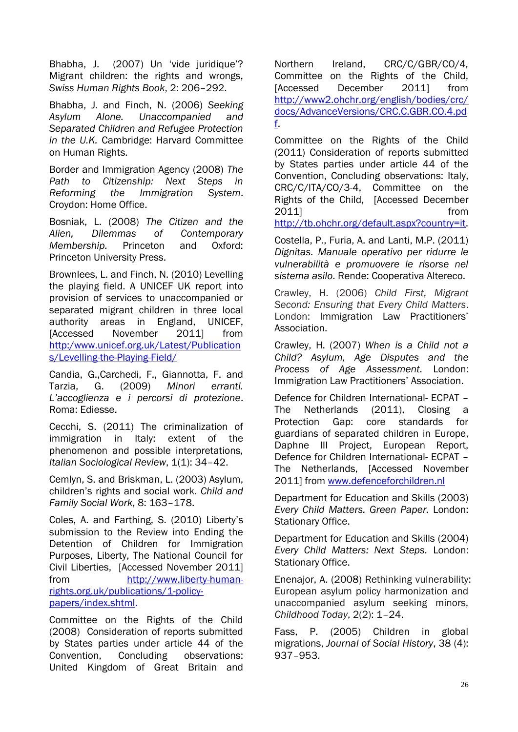Bhabha, J. (2007) Un 'vide juridique'? Migrant children: the rights and wrongs, *Swiss Human Rights Book*, 2: 206–292.

Bhabha, J. and Finch, N. (2006) *Seeking Asylum Alone. Unaccompanied and Separated Children and Refugee Protection in the U.K.* Cambridge: Harvard Committee on Human Rights.

Border and Immigration Agency (2008) *The Path to Citizenship: Next Steps in Reforming the Immigration System*. Croydon: Home Office.

Bosniak, L. (2008) *The Citizen and the Alien, Dilemmas of Contemporary Membership.* Princeton and Oxford: Princeton University Press.

Brownlees, L. and Finch, N. (2010) Levelling the playing field. A UNICEF UK report into provision of services to unaccompanied or separated migrant children in three local authority areas in England, UNICEF, [Accessed November 2011] from http:/www.unicef.org.uk/Latest/Publications/Levelling-the-Playing-Field/

Candia, G.,Carchedi, F., Giannotta, F. and Tarzia, G. (2009) *Minori erranti. L'accoglienza e i percorsi di protezione*. Roma: Ediesse.

Cecchi, S. (2011) The criminalization of immigration in Italy: extent of the phenomenon and possible interpretations*, Italian Sociological Review*, 1(1): 34–42.

Cemlyn, S. and Briskman, L. (2003) Asylum, children's rights and social work. *Child and Family Social Work*, 8: 163–178.

Coles, A. and Farthing, S. (2010) Liberty's submission to the Review into Ending the Detention of Children for Immigration Purposes, Liberty, The National Council for Civil Liberties, [Accessed November 2011] from http://www.liberty-human-rights.org.uk/publications/1-policy-papers/index.shtml.

Committee on the Rights of the Child (2008) Consideration of reports submitted by States parties under article 44 of the Convention, Concluding observations: United Kingdom of Great Britain and Northern Ireland, CRC/C/GBR/CO/4*,* Committee on the Rights of the Child, [Accessed December 2011] from http://www2.ohchr.org/english/bodies/crc/docs/AdvanceVersions/CRC.C.GBR.CO.4.pdf.

Committee on the Rights of the Child (2011) Consideration of reports submitted by States parties under article 44 of the Convention, Concluding observations: Italy, CRC/C/ITA/CO/3-4, Committee on the Rights of the Child, [Accessed December 2011] from http://tb.ohchr.org/default.aspx?country=it.

Costella, P., Furia, A. and Lanti, M.P. (2011) *Dignitas. Manuale operativo per ridurre le vulnerabilità e promuovere le risorse nel sistema asilo*. Rende: Cooperativa Altereco.

Crawley, H. (2006) *Child First, Migrant Second: Ensuring that Every Child Matters*. London: Immigration Law Practitioners' Association.

Crawley, H. (2007) *When is a Child not a Child? Asylum, Age Disputes and the Process of Age Assessment.* London: Immigration Law Practitioners' Association.

Defence for Children International- ECPAT – The Netherlands (2011), Closing a Protection Gap: core standards for guardians of separated children in Europe, Daphne III Project, European Report, Defence for Children International- ECPAT – The Netherlands, [Accessed November 2011] from www.defenceforchildren.nl

Department for Education and Skills (2003) *Every Child Matters. Green Paper.* London: Stationary Office.

Department for Education and Skills (2004) *Every Child Matters: Next Steps.* London: Stationary Office.

Enenajor, A. (2008) Rethinking vulnerability: European asylum policy harmonization and unaccompanied asylum seeking minors, *Childhood Today*, 2(2): 1–24.

Fass, P. (2005) Children in global migrations, *Journal of Social History*, 38 (4): 937–953.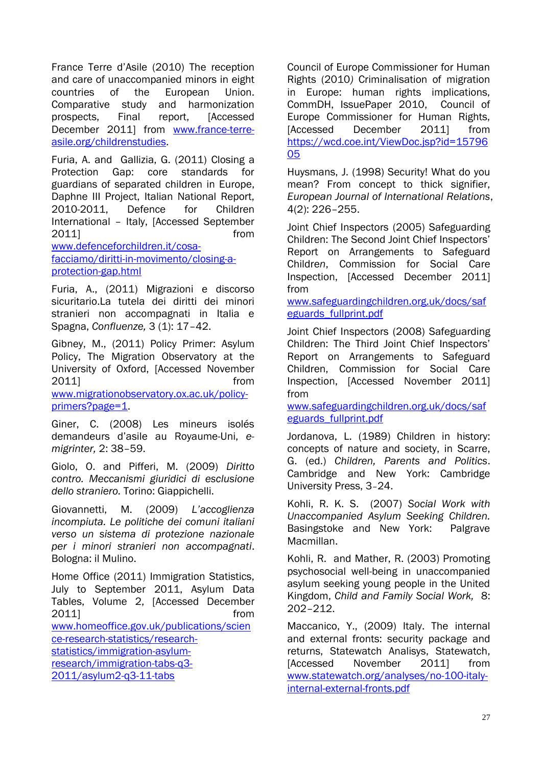France Terre d'Asile (2010) The reception and care of unaccompanied minors in eight countries of the European Union. Comparative study and harmonization prospects, Final report, [Accessed December 2011] from [www.france-terre-asile.org/childrenstudies](www.france-terre-asile.org/childrenstudies).

Furia, A. and Gallizia, G. (2011) Closing a Protection Gap: core standards for guardians of separated children in Europe, Daphne III Project, Italian National Report, 2010-2011, Defence for Children International – Italy, [Accessed September 2011] from [www.defenceforchildren.it/cosa-facciamo/diritti-in-movimento/closing-a-protection-gap.html](www.defenceforchildren.it/cosa-facciamo/diritti-in-movimento/closing-a-protection-gap.html)

Furia, A., (2011) Migrazioni e discorso sicuritario.La tutela dei diritti dei minori stranieri non accompagnati in Italia e Spagna, *Confluenze,* 3 (1): 17–42.

Gibney, M., (2011) Policy Primer: Asylum Policy, The Migration Observatory at the University of Oxford, [Accessed November 2011] from [www.migrationobservatory.ox.ac.uk/policy-primers?page=1](www.migrationobservatory.ox.ac.uk/policy-primers?page=1).

Giner, C. (2008) Les mineurs isolés demandeurs d'asile au Royaume-Uni, *e-migrinter,* 2: 38–59.

Giolo, O. and Pifferi, M. (2009) *Diritto contro. Meccanismi giuridici di esclusione dello straniero.* Torino: Giappichelli.

Giovannetti, M. (2009) *L'accoglienza incompiuta. Le politiche dei comuni italiani verso un sistema di protezione nazionale per i minori stranieri non accompagnati*. Bologna: il Mulino.

Home Office (2011) Immigration Statistics, July to September 2011, Asylum Data Tables, Volume 2, [Accessed December 2011] from [www.homeoffice.gov.uk/publications/science-research-statistics/research-statistics/immigration-asylum-research/immigration-tabs-q3-2011/asylum2-q3-11-tabs](www.homeoffice.gov.uk/publications/science-research-statistics/research-statistics/immigration-asylum-research/immigration-tabs-q3-2011/asylum2-q3-11-tabs)

Council of Europe Commissioner for Human Rights (2010*)* Criminalisation of migration in Europe: human rights implications, CommDH, IssuePaper 2010, Council of Europe Commissioner for Human Rights, [Accessed December 2011] from [https://wcd.coe.int/ViewDoc.jsp?id=1579605](https://wcd.coe.int/ViewDoc.jsp?id=1579605)

Huysmans, J. (1998) Security! What do you mean? From concept to thick signifier, *European Journal of International Relations*, 4(2): 226–255.

Joint Chief Inspectors (2005) Safeguarding Children: The Second Joint Chief Inspectors' Report on Arrangements to Safeguard Children, Commission for Social Care Inspection, [Accessed December 2011] from [www.safeguardingchildren.org.uk/docs/safeguards_fullprint.pdf](www.safeguardingchildren.org.uk/docs/safeguards_fullprint.pdf)

Joint Chief Inspectors (2008) Safeguarding Children: The Third Joint Chief Inspectors' Report on Arrangements to Safeguard Children, Commission for Social Care Inspection, [Accessed November 2011] from [www.safeguardingchildren.org.uk/docs/safeguards_fullprint.pdf](www.safeguardingchildren.org.uk/docs/safeguards_fullprint.pdf)

Jordanova, L. (1989) Children in history: concepts of nature and society, in Scarre, G. (ed.) *Children, Parents and Politics*. Cambridge and New York: Cambridge University Press, 3–24.

Kohli, R. K. S. (2007) *Social Work with Unaccompanied Asylum Seeking Children.* Basingstoke and New York: Palgrave Macmillan.

Kohli, R. and Mather, R. (2003) Promoting psychosocial well-being in unaccompanied asylum seeking young people in the United Kingdom, *Child and Family Social Work,* 8: 202–212.

Maccanico, Y., (2009) Italy. The internal and external fronts: security package and returns, Statewatch Analisys, Statewatch, [Accessed November 2011] from [www.statewatch.org/analyses/no-100-italy-internal-external-fronts.pdf](www.statewatch.org/analyses/no-100-italy-internal-external-fronts.pdf)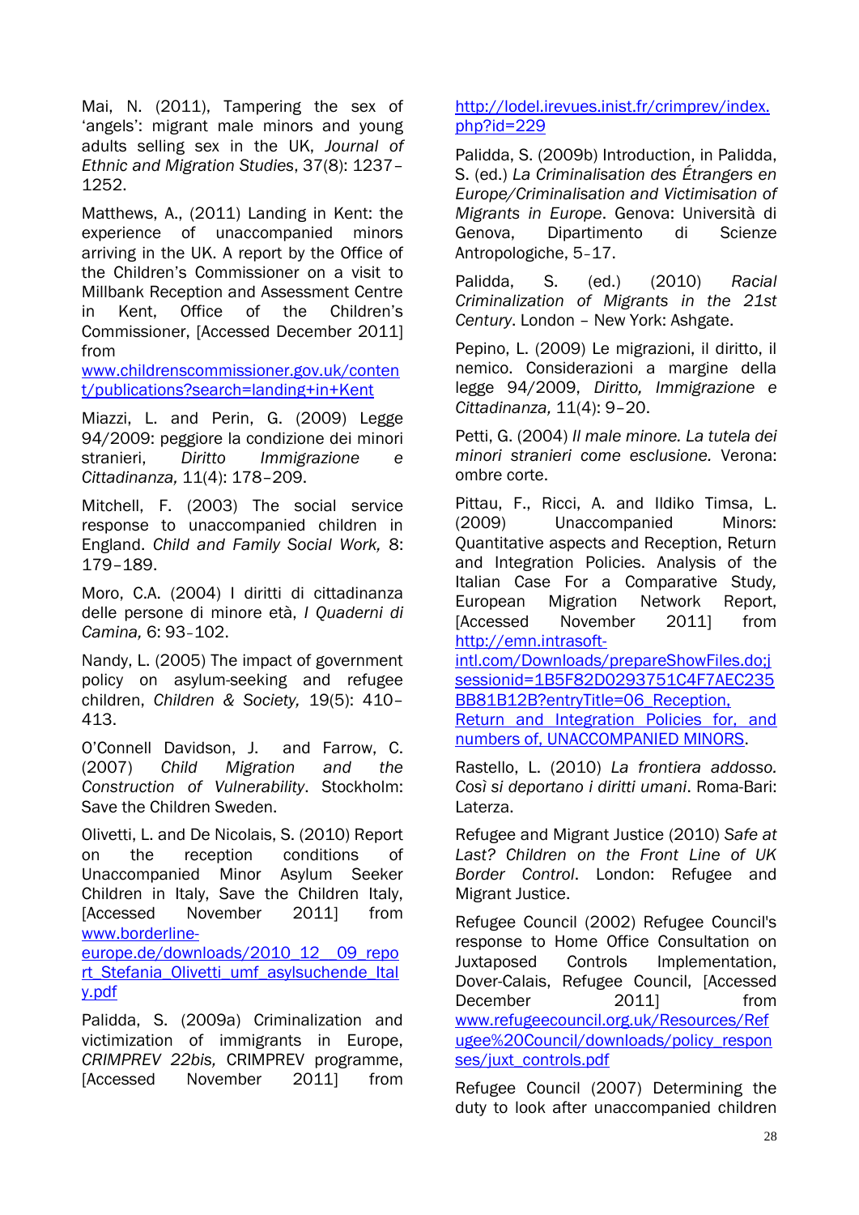Mai, N. (2011), Tampering the sex of 'angels': migrant male minors and young adults selling sex in the UK, *Journal of Ethnic and Migration Studies*, 37(8): 1237–1252.

Matthews, A., (2011) Landing in Kent: the experience of unaccompanied minors arriving in the UK. A report by the Office of the Children's Commissioner on a visit to Millbank Reception and Assessment Centre in Kent, Office of the Children's Commissioner, [Accessed December 2011] from www.childrenscommissioner.gov.uk/content/publications?search=landing+in+Kent

Miazzi, L. and Perin, G. (2009) Legge 94/2009: peggiore la condizione dei minori stranieri, *Diritto Immigrazione e Cittadinanza,* 11(4): 178–209.

Mitchell, F. (2003) The social service response to unaccompanied children in England. *Child and Family Social Work,* 8: 179–189.

Moro, C.A. (2004) I diritti di cittadinanza delle persone di minore età, *I Quaderni di Camina,* 6: 93–102.

Nandy, L. (2005) The impact of government policy on asylum-seeking and refugee children, *Children & Society,* 19(5): 410–413.

O'Connell Davidson, J. and Farrow, C. (2007) *Child Migration and the Construction of Vulnerability*. Stockholm: Save the Children Sweden.

Olivetti, L. and De Nicolais, S. (2010) Report on the reception conditions of Unaccompanied Minor Asylum Seeker Children in Italy, Save the Children Italy, [Accessed November 2011] from www.borderline-europe.de/downloads/2010_12__09_report_Stefania_Olivetti_umf_asylsuchende_Italy.pdf

Palidda, S. (2009a) Criminalization and victimization of immigrants in Europe, *CRIMPREV 22bis,* CRIMPREV programme, [Accessed November 2011] from http://lodel.irevues.inist.fr/crimprev/index.php?id=229

Palidda, S. (2009b) Introduction, in Palidda, S. (ed.) *La Criminalisation des Étrangers en Europe/Criminalisation and Victimisation of Migrants in Europe*. Genova: Università di Genova, Dipartimento di Scienze Antropologiche, 5–17.

Palidda, S. (ed.) (2010) *Racial Criminalization of Migrants in the 21st Century*. London – New York: Ashgate.

Pepino, L. (2009) Le migrazioni, il diritto, il nemico. Considerazioni a margine della legge 94/2009, *Diritto, Immigrazione e Cittadinanza,* 11(4): 9–20.

Petti, G. (2004) *Il male minore. La tutela dei minori stranieri come esclusione.* Verona: ombre corte.

Pittau, F., Ricci, A. and Ildiko Timsa, L. (2009) Unaccompanied Minors: Quantitative aspects and Reception, Return and Integration Policies. Analysis of the Italian Case For a Comparative Study, European Migration Network Report, [Accessed November 2011] from http://emn.intrasoft-intl.com/Downloads/prepareShowFiles.do;jsessionid=1B5F82D0293751C4F7AEC235BB81B12B?entryTitle=06_Reception, Return and Integration Policies for, and numbers of, UNACCOMPANIED MINORS.

Rastello, L. (2010) *La frontiera addosso. Così si deportano i diritti umani*. Roma-Bari: Laterza.

Refugee and Migrant Justice (2010) *Safe at Last? Children on the Front Line of UK Border Control*. London: Refugee and Migrant Justice.

Refugee Council (2002) Refugee Council's response to Home Office Consultation on Juxtaposed Controls Implementation, Dover-Calais, Refugee Council, [Accessed December 2011] from www.refugeecouncil.org.uk/Resources/Refugee%20Council/downloads/policy_responses/juxt_controls.pdf

Refugee Council (2007) Determining the duty to look after unaccompanied children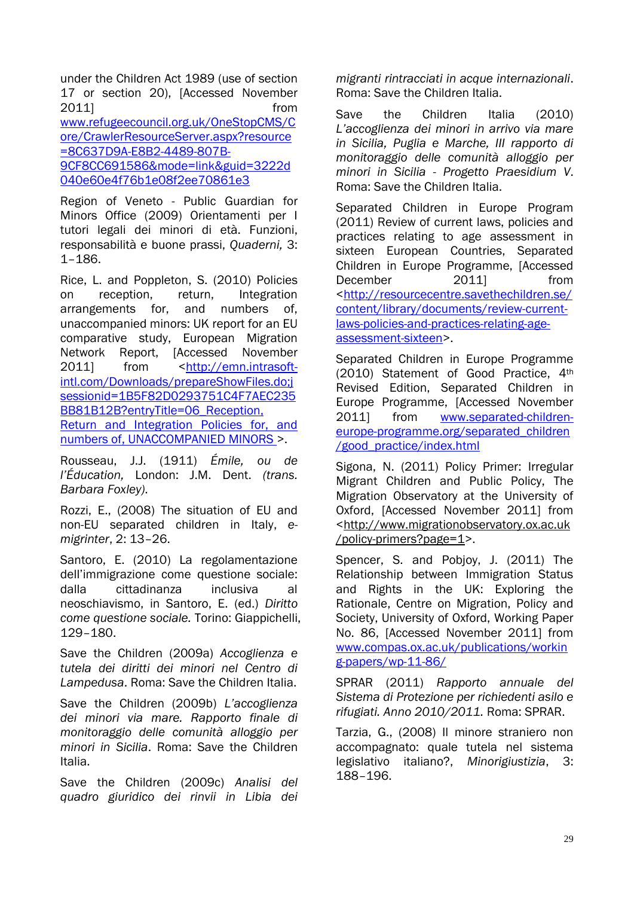under the Children Act 1989 (use of section 17 or section 20), [Accessed November 2011] from www.refugeecouncil.org.uk/OneStopCMS/Core/CrawlerResourceServer.aspx?resource=8C637D9A-E8B2-4489-807B-9CF8CC691586&mode=link&guid=3222d040e60e4f76b1e08f2ee70861e3

Region of Veneto - Public Guardian for Minors Office (2009) Orientamenti per I tutori legali dei minori di età. Funzioni, responsabilità e buone prassi, *Quaderni,* 3: 1–186.

Rice, L. and Poppleton, S. (2010) Policies on reception, return, Integration arrangements for, and numbers of, unaccompanied minors: UK report for an EU comparative study, European Migration Network Report, [Accessed November 2011] from <http://emn.intrasoft-intl.com/Downloads/prepareShowFiles.do;jsessionid=1B5F82D0293751C4F7AEC235BB81B12B?entryTitle=06_Reception, Return and Integration Policies for, and numbers of, UNACCOMPANIED MINORS >.

Rousseau, J.J. (1911) *Émile, ou de l'Éducation,* London: J.M. Dent. *(trans. Barbara Foxley).*

Rozzi, E., (2008) The situation of EU and non-EU separated children in Italy, *e-migrinter*, 2: 13–26.

Santoro, E. (2010) La regolamentazione dell'immigrazione come questione sociale: dalla cittadinanza inclusiva al neoschiavismo, in Santoro, E. (ed.) *Diritto come questione sociale.* Torino: Giappichelli, 129–180.

Save the Children (2009a) *Accoglienza e tutela dei diritti dei minori nel Centro di Lampedusa*. Roma: Save the Children Italia.

Save the Children (2009b) *L'accoglienza dei minori via mare. Rapporto finale di monitoraggio delle comunità alloggio per minori in Sicilia*. Roma: Save the Children Italia.

Save the Children (2009c) *Analisi del quadro giuridico dei rinvii in Libia dei migranti rintracciati in acque internazionali*. Roma: Save the Children Italia.

Save the Children Italia (2010) *L'accoglienza dei minori in arrivo via mare in Sicilia, Puglia e Marche, III rapporto di monitoraggio delle comunità alloggio per minori in Sicilia - Progetto Praesidium V*. Roma: Save the Children Italia.

Separated Children in Europe Program (2011) Review of current laws, policies and practices relating to age assessment in sixteen European Countries, Separated Children in Europe Programme, [Accessed December 2011] from <http://resourcecentre.savethechildren.se/content/library/documents/review-current-laws-policies-and-practices-relating-age-assessment-sixteen>.

Separated Children in Europe Programme (2010) Statement of Good Practice, 4th Revised Edition, Separated Children in Europe Programme, [Accessed November 2011] from www.separated-children-europe-programme.org/separated_children/good_practice/index.html

Sigona, N. (2011) Policy Primer: Irregular Migrant Children and Public Policy, The Migration Observatory at the University of Oxford, [Accessed November 2011] from <http://www.migrationobservatory.ox.ac.uk/policy-primers?page=1>.

Spencer, S. and Pobjoy, J. (2011) The Relationship between Immigration Status and Rights in the UK: Exploring the Rationale, Centre on Migration, Policy and Society, University of Oxford, Working Paper No. 86, [Accessed November 2011] from www.compas.ox.ac.uk/publications/working-papers/wp-11-86/

SPRAR (2011) *Rapporto annuale del Sistema di Protezione per richiedenti asilo e rifugiati. Anno 2010/2011.* Roma: SPRAR.

Tarzia, G., (2008) Il minore straniero non accompagnato: quale tutela nel sistema legislativo italiano?, *Minorigiustizia*, 3: 188–196.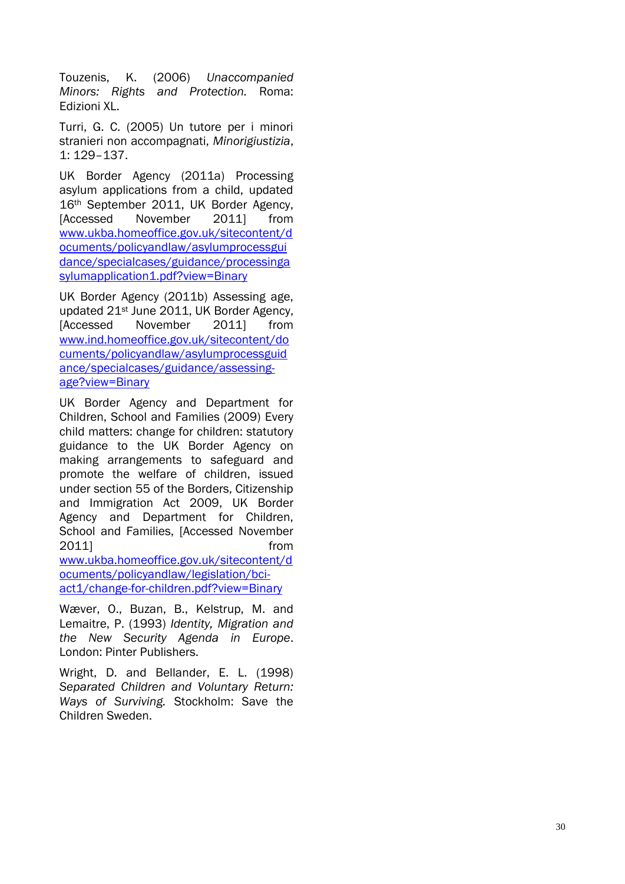Touzenis, K. (2006) *Unaccompanied Minors: Rights and Protection.* Roma: Edizioni XL.

Turri, G. C. (2005) Un tutore per i minori stranieri non accompagnati, *Minorigiustizia*, 1: 129–137.

UK Border Agency (2011a) Processing asylum applications from a child, updated 16th September 2011, UK Border Agency, [Accessed November 2011] from www.ukba.homeoffice.gov.uk/sitecontent/documents/policyandlaw/asylumprocessguidance/specialcases/guidance/processingasylumapplication1.pdf?view=Binary

UK Border Agency (2011b) Assessing age, updated 21st June 2011, UK Border Agency, [Accessed November 2011] from www.ind.homeoffice.gov.uk/sitecontent/documents/policyandlaw/asylumprocessguidance/specialcases/guidance/assessing-age?view=Binary

UK Border Agency and Department for Children, School and Families (2009) Every child matters: change for children: statutory guidance to the UK Border Agency on making arrangements to safeguard and promote the welfare of children, issued under section 55 of the Borders, Citizenship and Immigration Act 2009, UK Border Agency and Department for Children, School and Families, [Accessed November 2011] from www.ukba.homeoffice.gov.uk/sitecontent/documents/policyandlaw/legislation/bci-act1/change-for-children.pdf?view=Binary

Wæver, O., Buzan, B., Kelstrup, M. and Lemaitre, P. (1993) *Identity, Migration and the New Security Agenda in Europe*. London: Pinter Publishers.

Wright, D. and Bellander, E. L. (1998) *Separated Children and Voluntary Return: Ways of Surviving.* Stockholm: Save the Children Sweden.